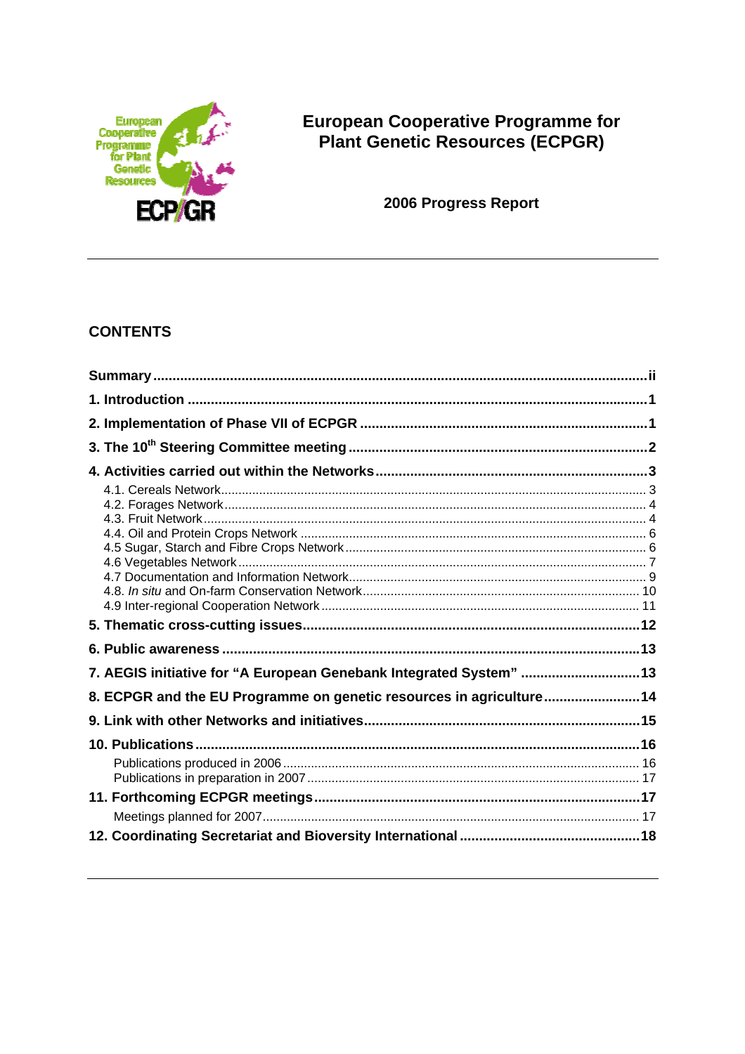# European Cooperative Programme for Plant Genetic Resources (ECPGR)

## 2006 Progress Report

---

## CONTENTS

| | |
|---|---|
| **Summary** | **ii** |
| **1. Introduction** | **1** |
| **2. Implementation of Phase VII of ECPGR** | **1** |
| **3. The 10th Steering Committee meeting** | **2** |
| **4. Activities carried out within the Networks** | **3** |
| 4.1. Cereals Network | 3 |
| 4.2. Forages Network | 4 |
| 4.3. Fruit Network | 4 |
| 4.4. Oil and Protein Crops Network | 6 |
| 4.5 Sugar, Starch and Fibre Crops Network | 6 |
| 4.6 Vegetables Network | 7 |
| 4.7 Documentation and Information Network | 9 |
| 4.8. *In situ* and On-farm Conservation Network | 10 |
| 4.9 Inter-regional Cooperation Network | 11 |
| **5. Thematic cross-cutting issues** | **12** |
| **6. Public awareness** | **13** |
| **7. AEGIS initiative for "A European Genebank Integrated System"** | **13** |
| **8. ECPGR and the EU Programme on genetic resources in agriculture** | **14** |
| **9. Link with other Networks and initiatives** | **15** |
| **10. Publications** | **16** |
| Publications produced in 2006 | 16 |
| Publications in preparation in 2007 | 17 |
| **11. Forthcoming ECPGR meetings** | **17** |
| Meetings planned for 2007 | 17 |
| **12. Coordinating Secretariat and Bioversity International** | **18** |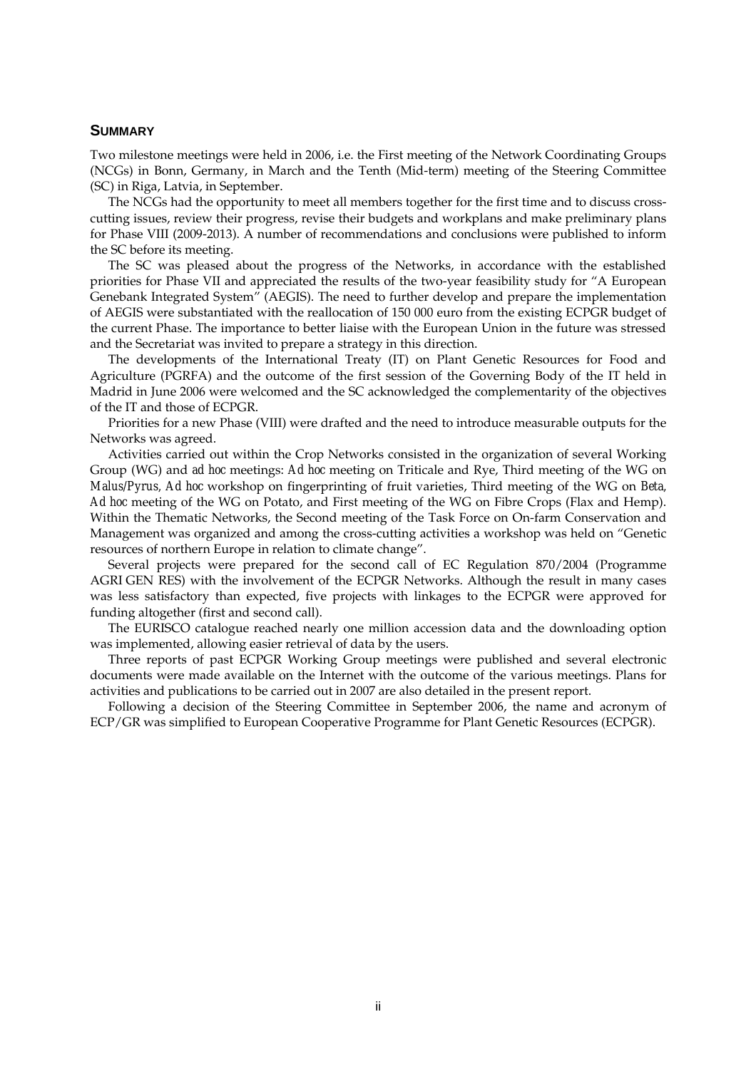## SUMMARY

Two milestone meetings were held in 2006, i.e. the First meeting of the Network Coordinating Groups (NCGs) in Bonn, Germany, in March and the Tenth (Mid-term) meeting of the Steering Committee (SC) in Riga, Latvia, in September.

The NCGs had the opportunity to meet all members together for the first time and to discuss cross-cutting issues, review their progress, revise their budgets and workplans and make preliminary plans for Phase VIII (2009-2013). A number of recommendations and conclusions were published to inform the SC before its meeting.

The SC was pleased about the progress of the Networks, in accordance with the established priorities for Phase VII and appreciated the results of the two-year feasibility study for "A European Genebank Integrated System" (AEGIS). The need to further develop and prepare the implementation of AEGIS were substantiated with the reallocation of 150 000 euro from the existing ECPGR budget of the current Phase. The importance to better liaise with the European Union in the future was stressed and the Secretariat was invited to prepare a strategy in this direction.

The developments of the International Treaty (IT) on Plant Genetic Resources for Food and Agriculture (PGRFA) and the outcome of the first session of the Governing Body of the IT held in Madrid in June 2006 were welcomed and the SC acknowledged the complementarity of the objectives of the IT and those of ECPGR.

Priorities for a new Phase (VIII) were drafted and the need to introduce measurable outputs for the Networks was agreed.

Activities carried out within the Crop Networks consisted in the organization of several Working Group (WG) and *ad hoc* meetings: *Ad hoc* meeting on Triticale and Rye, Third meeting of the WG on *Malus/Pyrus*, *Ad hoc* workshop on fingerprinting of fruit varieties, Third meeting of the WG on *Beta*, *Ad hoc* meeting of the WG on Potato, and First meeting of the WG on Fibre Crops (Flax and Hemp). Within the Thematic Networks, the Second meeting of the Task Force on On-farm Conservation and Management was organized and among the cross-cutting activities a workshop was held on "Genetic resources of northern Europe in relation to climate change".

Several projects were prepared for the second call of EC Regulation 870/2004 (Programme AGRI GEN RES) with the involvement of the ECPGR Networks. Although the result in many cases was less satisfactory than expected, five projects with linkages to the ECPGR were approved for funding altogether (first and second call).

The EURISCO catalogue reached nearly one million accession data and the downloading option was implemented, allowing easier retrieval of data by the users.

Three reports of past ECPGR Working Group meetings were published and several electronic documents were made available on the Internet with the outcome of the various meetings. Plans for activities and publications to be carried out in 2007 are also detailed in the present report.

Following a decision of the Steering Committee in September 2006, the name and acronym of ECP/GR was simplified to European Cooperative Programme for Plant Genetic Resources (ECPGR).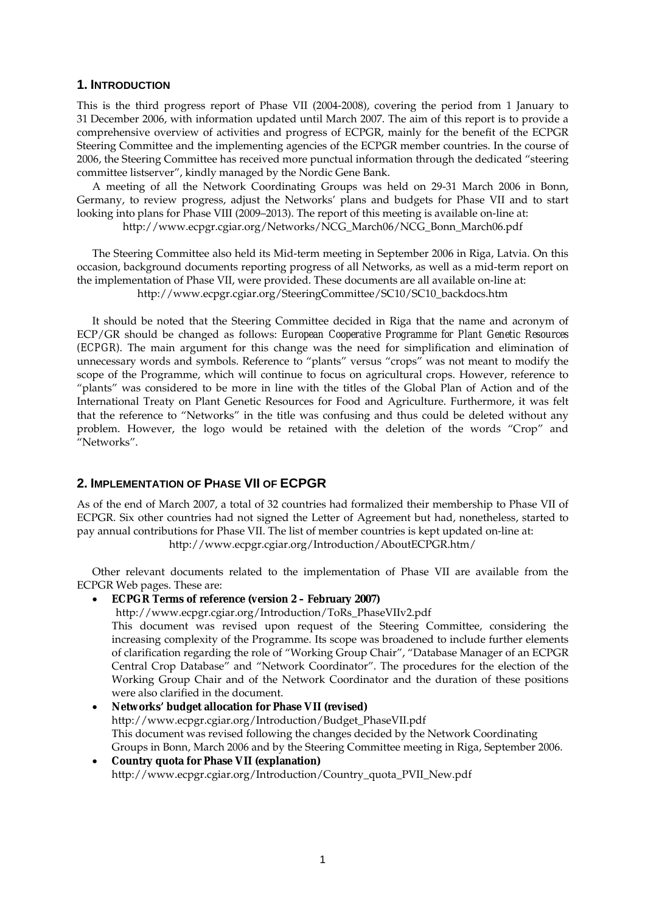## 1. INTRODUCTION

This is the third progress report of Phase VII (2004-2008), covering the period from 1 January to 31 December 2006, with information updated until March 2007. The aim of this report is to provide a comprehensive overview of activities and progress of ECPGR, mainly for the benefit of the ECPGR Steering Committee and the implementing agencies of the ECPGR member countries. In the course of 2006, the Steering Committee has received more punctual information through the dedicated "steering committee listserver", kindly managed by the Nordic Gene Bank.

A meeting of all the Network Coordinating Groups was held on 29-31 March 2006 in Bonn, Germany, to review progress, adjust the Networks' plans and budgets for Phase VII and to start looking into plans for Phase VIII (2009–2013). The report of this meeting is available on-line at:

http://www.ecpgr.cgiar.org/Networks/NCG_March06/NCG_Bonn_March06.pdf

The Steering Committee also held its Mid-term meeting in September 2006 in Riga, Latvia. On this occasion, background documents reporting progress of all Networks, as well as a mid-term report on the implementation of Phase VII, were provided. These documents are all available on-line at:

http://www.ecpgr.cgiar.org/SteeringCommittee/SC10/SC10_backdocs.htm

It should be noted that the Steering Committee decided in Riga that the name and acronym of ECP/GR should be changed as follows: *European Cooperative Programme for Plant Genetic Resources (ECPGR)*. The main argument for this change was the need for simplification and elimination of unnecessary words and symbols. Reference to "plants" versus "crops" was not meant to modify the scope of the Programme, which will continue to focus on agricultural crops. However, reference to "plants" was considered to be more in line with the titles of the Global Plan of Action and of the International Treaty on Plant Genetic Resources for Food and Agriculture. Furthermore, it was felt that the reference to "Networks" in the title was confusing and thus could be deleted without any problem. However, the logo would be retained with the deletion of the words "Crop" and "Networks".

## 2. IMPLEMENTATION OF PHASE VII OF ECPGR

As of the end of March 2007, a total of 32 countries had formalized their membership to Phase VII of ECPGR. Six other countries had not signed the Letter of Agreement but had, nonetheless, started to pay annual contributions for Phase VII. The list of member countries is kept updated on-line at:

http://www.ecpgr.cgiar.org/Introduction/AboutECPGR.htm/

Other relevant documents related to the implementation of Phase VII are available from the ECPGR Web pages. These are:

- **ECPGR Terms of reference (version 2 – February 2007)**
  http://www.ecpgr.cgiar.org/Introduction/ToRs_PhaseVIIv2.pdf
  This document was revised upon request of the Steering Committee, considering the increasing complexity of the Programme. Its scope was broadened to include further elements of clarification regarding the role of "Working Group Chair", "Database Manager of an ECPGR Central Crop Database" and "Network Coordinator". The procedures for the election of the Working Group Chair and of the Network Coordinator and the duration of these positions were also clarified in the document.
- **Networks' budget allocation for Phase VII (revised)**
  http://www.ecpgr.cgiar.org/Introduction/Budget_PhaseVII.pdf
  This document was revised following the changes decided by the Network Coordinating Groups in Bonn, March 2006 and by the Steering Committee meeting in Riga, September 2006.
- **Country quota for Phase VII (explanation)**
  http://www.ecpgr.cgiar.org/Introduction/Country_quota_PVII_New.pdf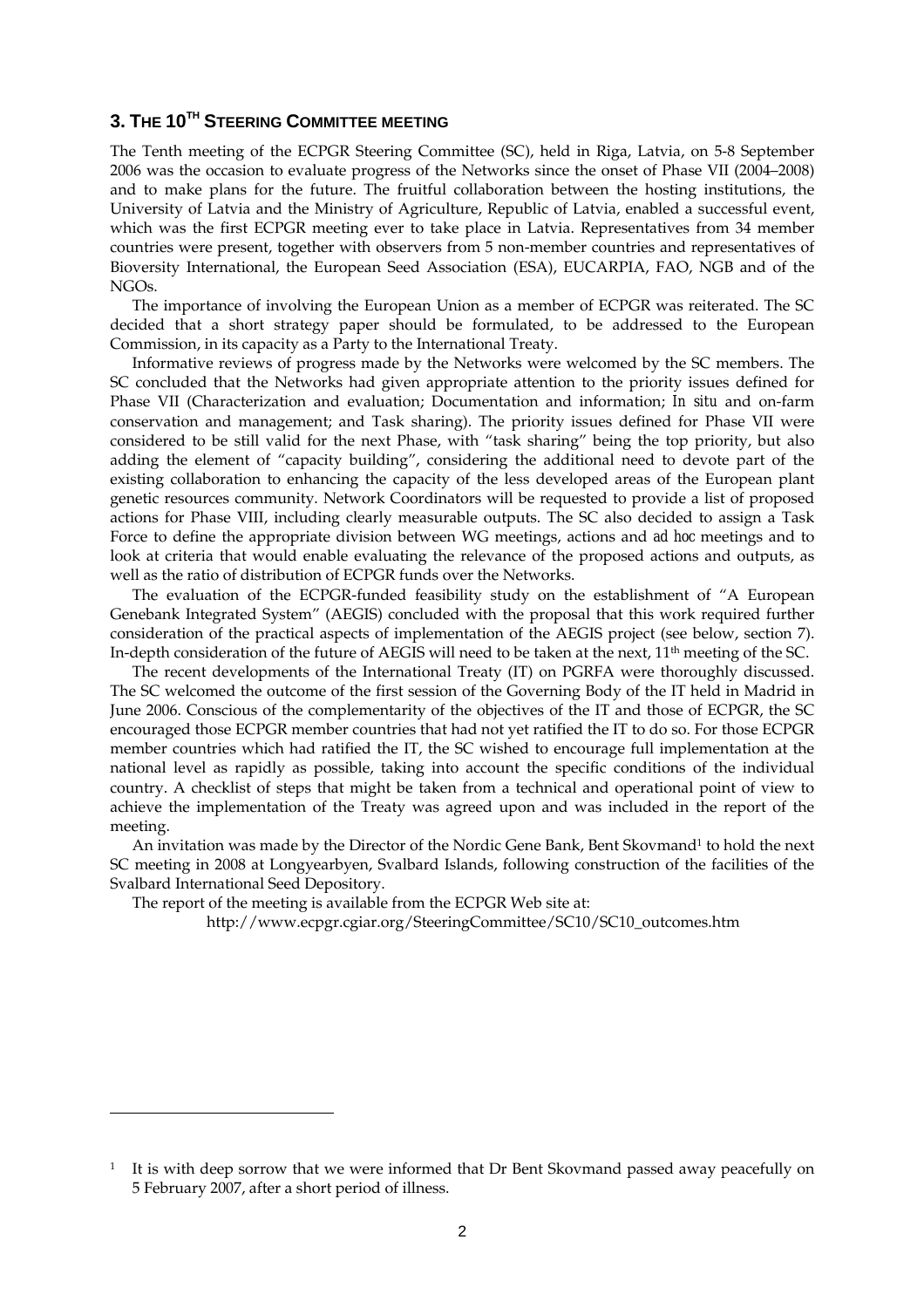## 3. THE 10TH STEERING COMMITTEE MEETING

The Tenth meeting of the ECPGR Steering Committee (SC), held in Riga, Latvia, on 5-8 September 2006 was the occasion to evaluate progress of the Networks since the onset of Phase VII (2004–2008) and to make plans for the future. The fruitful collaboration between the hosting institutions, the University of Latvia and the Ministry of Agriculture, Republic of Latvia, enabled a successful event, which was the first ECPGR meeting ever to take place in Latvia. Representatives from 34 member countries were present, together with observers from 5 non-member countries and representatives of Bioversity International, the European Seed Association (ESA), EUCARPIA, FAO, NGB and of the NGOs.

The importance of involving the European Union as a member of ECPGR was reiterated. The SC decided that a short strategy paper should be formulated, to be addressed to the European Commission, in its capacity as a Party to the International Treaty.

Informative reviews of progress made by the Networks were welcomed by the SC members. The SC concluded that the Networks had given appropriate attention to the priority issues defined for Phase VII (Characterization and evaluation; Documentation and information; *In situ* and on-farm conservation and management; and Task sharing). The priority issues defined for Phase VII were considered to be still valid for the next Phase, with "task sharing" being the top priority, but also adding the element of "capacity building", considering the additional need to devote part of the existing collaboration to enhancing the capacity of the less developed areas of the European plant genetic resources community. Network Coordinators will be requested to provide a list of proposed actions for Phase VIII, including clearly measurable outputs. The SC also decided to assign a Task Force to define the appropriate division between WG meetings, actions and *ad hoc* meetings and to look at criteria that would enable evaluating the relevance of the proposed actions and outputs, as well as the ratio of distribution of ECPGR funds over the Networks.

The evaluation of the ECPGR-funded feasibility study on the establishment of "A European Genebank Integrated System" (AEGIS) concluded with the proposal that this work required further consideration of the practical aspects of implementation of the AEGIS project (see below, section 7). In-depth consideration of the future of AEGIS will need to be taken at the next, 11th meeting of the SC.

The recent developments of the International Treaty (IT) on PGRFA were thoroughly discussed. The SC welcomed the outcome of the first session of the Governing Body of the IT held in Madrid in June 2006. Conscious of the complementarity of the objectives of the IT and those of ECPGR, the SC encouraged those ECPGR member countries that had not yet ratified the IT to do so. For those ECPGR member countries which had ratified the IT, the SC wished to encourage full implementation at the national level as rapidly as possible, taking into account the specific conditions of the individual country. A checklist of steps that might be taken from a technical and operational point of view to achieve the implementation of the Treaty was agreed upon and was included in the report of the meeting.

An invitation was made by the Director of the Nordic Gene Bank, Bent Skovmand[1] to hold the next SC meeting in 2008 at Longyearbyen, Svalbard Islands, following construction of the facilities of the Svalbard International Seed Depository.

The report of the meeting is available from the ECPGR Web site at:

http://www.ecpgr.cgiar.org/SteeringCommittee/SC10/SC10_outcomes.htm

---

[1] It is with deep sorrow that we were informed that Dr Bent Skovmand passed away peacefully on 5 February 2007, after a short period of illness.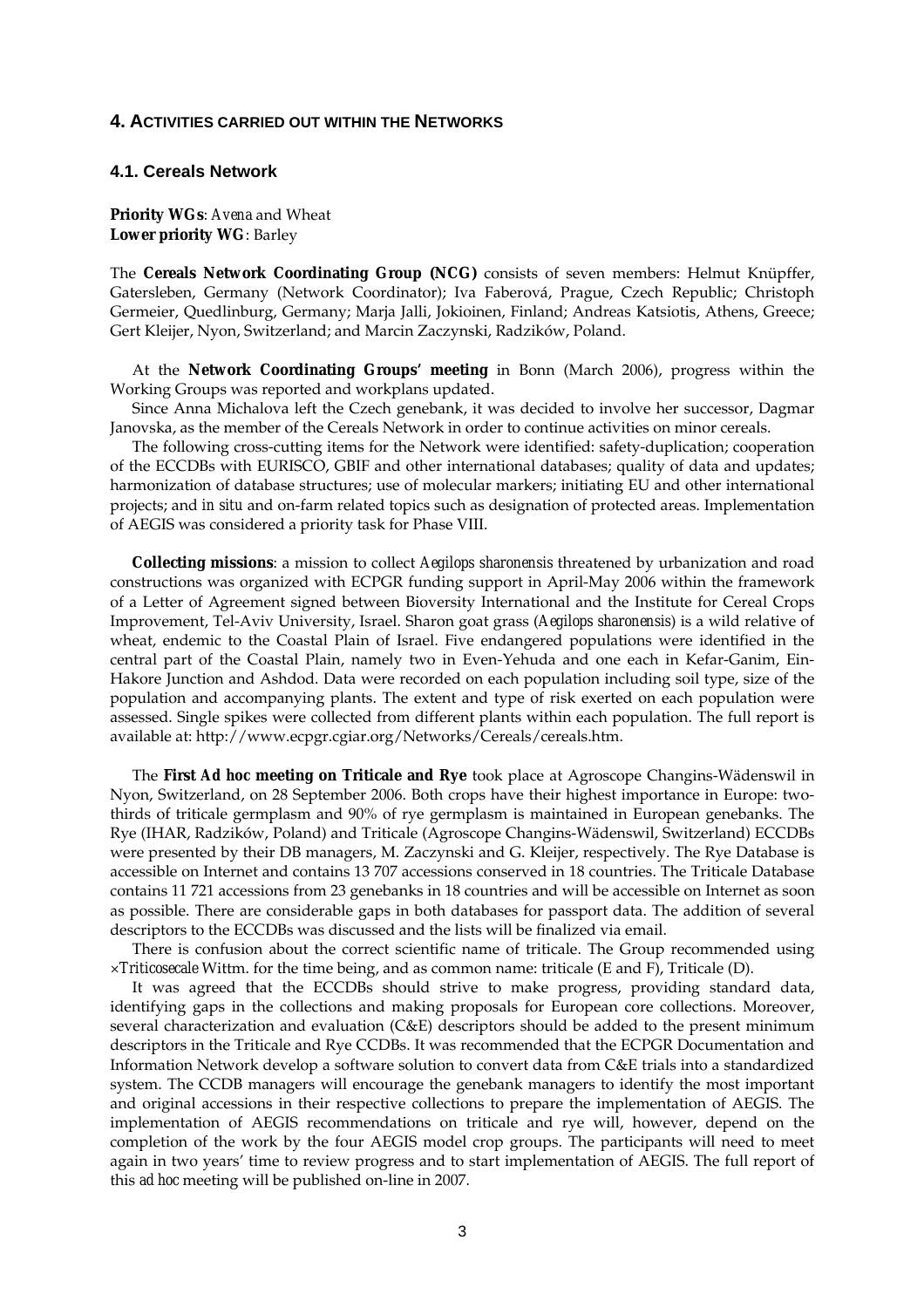## 4. Activities carried out within the Networks

### 4.1. Cereals Network

**Priority WGs**: *Avena* and Wheat
**Lower priority WG**: Barley

The **Cereals Network Coordinating Group (NCG)** consists of seven members: Helmut Knüpffer, Gatersleben, Germany (Network Coordinator); Iva Faberová, Prague, Czech Republic; Christoph Germeier, Quedlinburg, Germany; Marja Jalli, Jokioinen, Finland; Andreas Katsiotis, Athens, Greece; Gert Kleijer, Nyon, Switzerland; and Marcin Zaczynski, Radzików, Poland.

At the **Network Coordinating Groups' meeting** in Bonn (March 2006), progress within the Working Groups was reported and workplans updated.

Since Anna Michalova left the Czech genebank, it was decided to involve her successor, Dagmar Janovska, as the member of the Cereals Network in order to continue activities on minor cereals.

The following cross-cutting items for the Network were identified: safety-duplication; cooperation of the ECCDBs with EURISCO, GBIF and other international databases; quality of data and updates; harmonization of database structures; use of molecular markers; initiating EU and other international projects; and *in situ* and on-farm related topics such as designation of protected areas. Implementation of AEGIS was considered a priority task for Phase VIII.

**Collecting missions**: a mission to collect *Aegilops sharonensis* threatened by urbanization and road constructions was organized with ECPGR funding support in April-May 2006 within the framework of a Letter of Agreement signed between Bioversity International and the Institute for Cereal Crops Improvement, Tel-Aviv University, Israel. Sharon goat grass (*Aegilops sharonensis*) is a wild relative of wheat, endemic to the Coastal Plain of Israel. Five endangered populations were identified in the central part of the Coastal Plain, namely two in Even-Yehuda and one each in Kefar-Ganim, Ein-Hakore Junction and Ashdod. Data were recorded on each population including soil type, size of the population and accompanying plants. The extent and type of risk exerted on each population were assessed. Single spikes were collected from different plants within each population. The full report is available at: http://www.ecpgr.cgiar.org/Networks/Cereals/cereals.htm.

The **First *Ad hoc* meeting on Triticale and Rye** took place at Agroscope Changins-Wädenswil in Nyon, Switzerland, on 28 September 2006. Both crops have their highest importance in Europe: two-thirds of triticale germplasm and 90% of rye germplasm is maintained in European genebanks. The Rye (IHAR, Radzików, Poland) and Triticale (Agroscope Changins-Wädenswil, Switzerland) ECCDBs were presented by their DB managers, M. Zaczynski and G. Kleijer, respectively. The Rye Database is accessible on Internet and contains 13 707 accessions conserved in 18 countries. The Triticale Database contains 11 721 accessions from 23 genebanks in 18 countries and will be accessible on Internet as soon as possible. There are considerable gaps in both databases for passport data. The addition of several descriptors to the ECCDBs was discussed and the lists will be finalized via email.

There is confusion about the correct scientific name of triticale. The Group recommended using ×*Triticosecale* Wittm. for the time being, and as common name: triticale (E and F), Triticale (D).

It was agreed that the ECCDBs should strive to make progress, providing standard data, identifying gaps in the collections and making proposals for European core collections. Moreover, several characterization and evaluation (C&E) descriptors should be added to the present minimum descriptors in the Triticale and Rye CCDBs. It was recommended that the ECPGR Documentation and Information Network develop a software solution to convert data from C&E trials into a standardized system. The CCDB managers will encourage the genebank managers to identify the most important and original accessions in their respective collections to prepare the implementation of AEGIS. The implementation of AEGIS recommendations on triticale and rye will, however, depend on the completion of the work by the four AEGIS model crop groups. The participants will need to meet again in two years' time to review progress and to start implementation of AEGIS. The full report of this *ad hoc* meeting will be published on-line in 2007.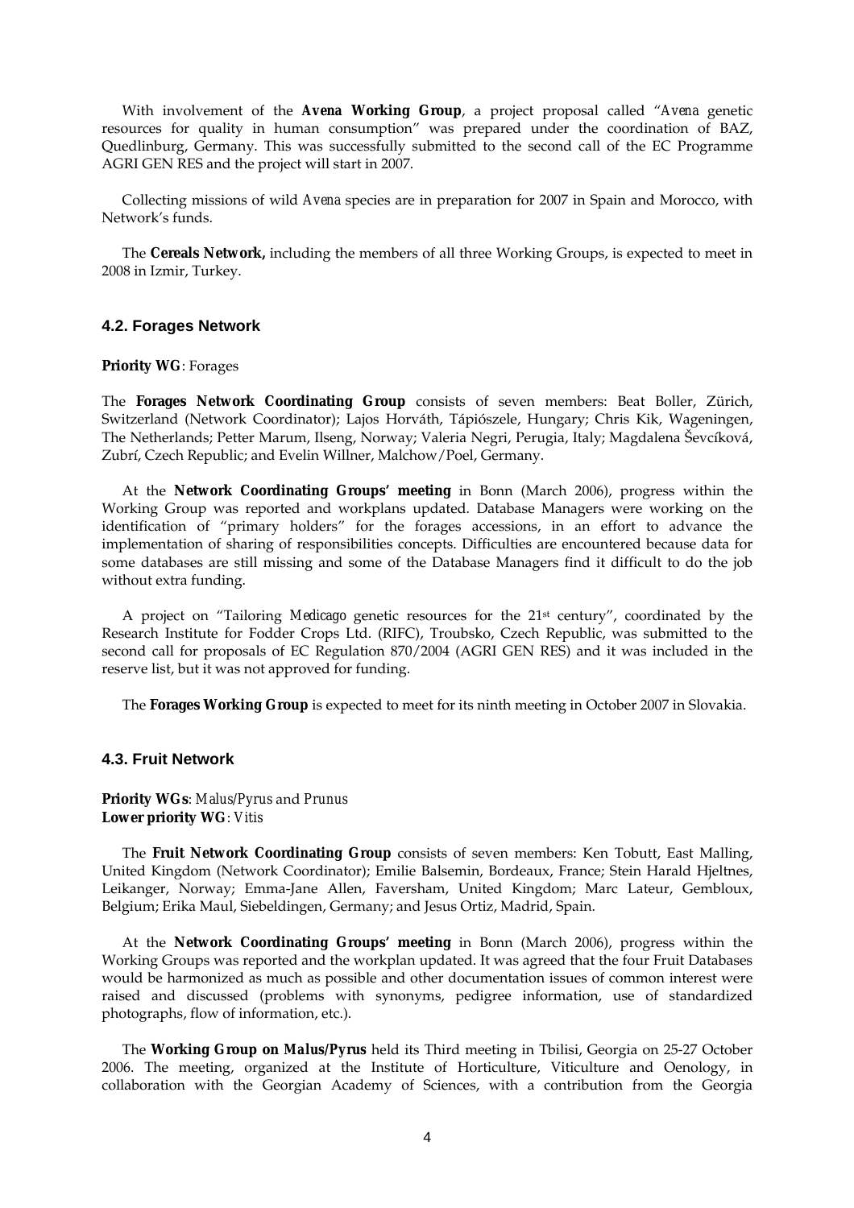With involvement of the **Avena Working Group**, a project proposal called "*Avena* genetic resources for quality in human consumption" was prepared under the coordination of BAZ, Quedlinburg, Germany. This was successfully submitted to the second call of the EC Programme AGRI GEN RES and the project will start in 2007.

Collecting missions of wild *Avena* species are in preparation for 2007 in Spain and Morocco, with Network's funds.

The **Cereals Network,** including the members of all three Working Groups, is expected to meet in 2008 in Izmir, Turkey.

### 4.2. Forages Network

**Priority WG**: Forages

The **Forages Network Coordinating Group** consists of seven members: Beat Boller, Zürich, Switzerland (Network Coordinator); Lajos Horváth, Tápiószele, Hungary; Chris Kik, Wageningen, The Netherlands; Petter Marum, Ilseng, Norway; Valeria Negri, Perugia, Italy; Magdalena Ševcíková, Zubrí, Czech Republic; and Evelin Willner, Malchow/Poel, Germany.

At the **Network Coordinating Groups' meeting** in Bonn (March 2006), progress within the Working Group was reported and workplans updated. Database Managers were working on the identification of "primary holders" for the forages accessions, in an effort to advance the implementation of sharing of responsibilities concepts. Difficulties are encountered because data for some databases are still missing and some of the Database Managers find it difficult to do the job without extra funding.

A project on "Tailoring *Medicago* genetic resources for the 21st century", coordinated by the Research Institute for Fodder Crops Ltd. (RIFC), Troubsko, Czech Republic, was submitted to the second call for proposals of EC Regulation 870/2004 (AGRI GEN RES) and it was included in the reserve list, but it was not approved for funding.

The **Forages Working Group** is expected to meet for its ninth meeting in October 2007 in Slovakia.

### 4.3. Fruit Network

**Priority WGs**: *Malus/Pyrus* and *Prunus*
**Lower priority WG**: *Vitis*

The **Fruit Network Coordinating Group** consists of seven members: Ken Tobutt, East Malling, United Kingdom (Network Coordinator); Emilie Balsemin, Bordeaux, France; Stein Harald Hjeltnes, Leikanger, Norway; Emma-Jane Allen, Faversham, United Kingdom; Marc Lateur, Gembloux, Belgium; Erika Maul, Siebeldingen, Germany; and Jesus Ortiz, Madrid, Spain.

At the **Network Coordinating Groups' meeting** in Bonn (March 2006), progress within the Working Groups was reported and the workplan updated. It was agreed that the four Fruit Databases would be harmonized as much as possible and other documentation issues of common interest were raised and discussed (problems with synonyms, pedigree information, use of standardized photographs, flow of information, etc.).

The **Working Group on *Malus/Pyrus*** held its Third meeting in Tbilisi, Georgia on 25-27 October 2006. The meeting, organized at the Institute of Horticulture, Viticulture and Oenology, in collaboration with the Georgian Academy of Sciences, with a contribution from the Georgia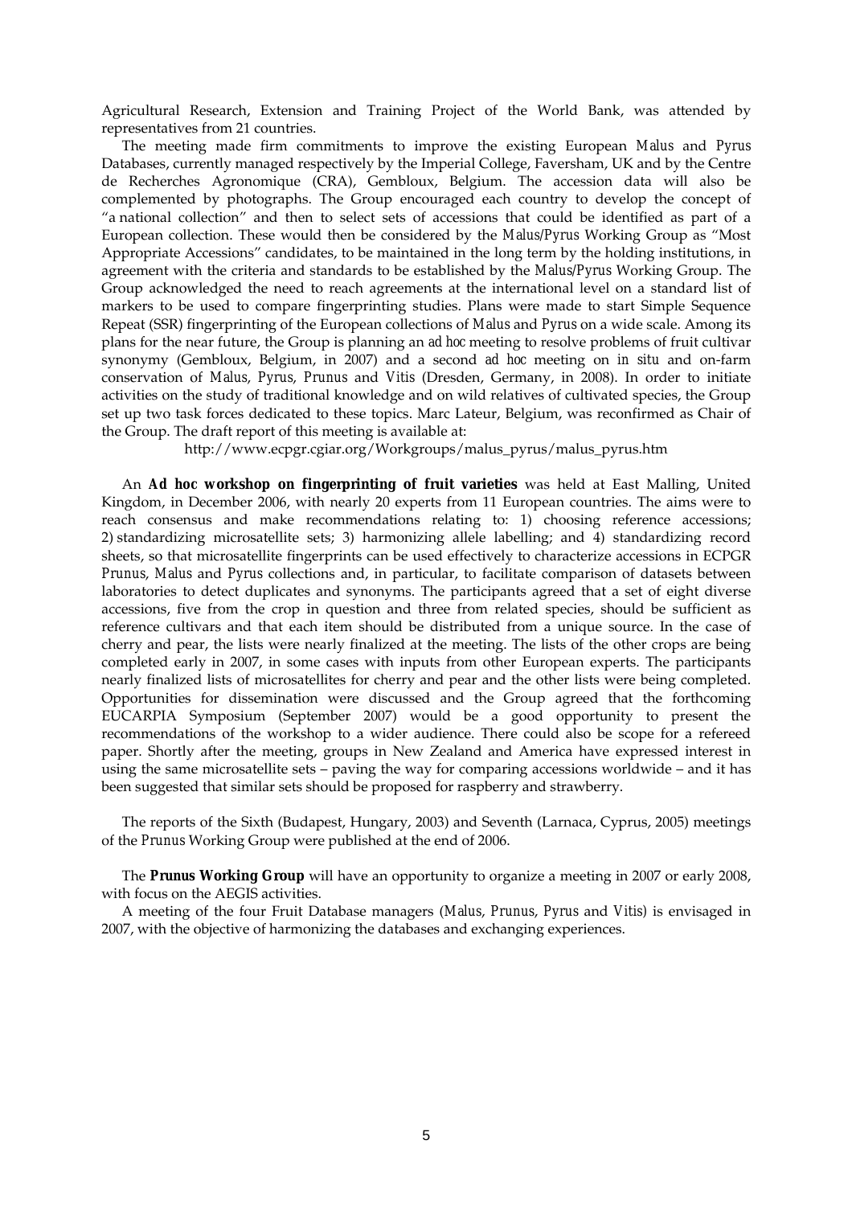Agricultural Research, Extension and Training Project of the World Bank, was attended by representatives from 21 countries.

The meeting made firm commitments to improve the existing European *Malus* and *Pyrus* Databases, currently managed respectively by the Imperial College, Faversham, UK and by the Centre de Recherches Agronomique (CRA), Gembloux, Belgium. The accession data will also be complemented by photographs. The Group encouraged each country to develop the concept of "a national collection" and then to select sets of accessions that could be identified as part of a European collection. These would then be considered by the *Malus/Pyrus* Working Group as "Most Appropriate Accessions" candidates, to be maintained in the long term by the holding institutions, in agreement with the criteria and standards to be established by the *Malus/Pyrus* Working Group. The Group acknowledged the need to reach agreements at the international level on a standard list of markers to be used to compare fingerprinting studies. Plans were made to start Simple Sequence Repeat (SSR) fingerprinting of the European collections of *Malus* and *Pyrus* on a wide scale. Among its plans for the near future, the Group is planning an *ad hoc* meeting to resolve problems of fruit cultivar synonymy (Gembloux, Belgium, in 2007) and a second *ad hoc* meeting on *in situ* and on-farm conservation of *Malus*, *Pyrus*, *Prunus* and *Vitis* (Dresden, Germany, in 2008). In order to initiate activities on the study of traditional knowledge and on wild relatives of cultivated species, the Group set up two task forces dedicated to these topics. Marc Lateur, Belgium, was reconfirmed as Chair of the Group. The draft report of this meeting is available at:

http://www.ecpgr.cgiar.org/Workgroups/malus_pyrus/malus_pyrus.htm

An ***Ad hoc* workshop on fingerprinting of fruit varieties** was held at East Malling, United Kingdom, in December 2006, with nearly 20 experts from 11 European countries. The aims were to reach consensus and make recommendations relating to: 1) choosing reference accessions; 2) standardizing microsatellite sets; 3) harmonizing allele labelling; and 4) standardizing record sheets, so that microsatellite fingerprints can be used effectively to characterize accessions in ECPGR *Prunus*, *Malus* and *Pyrus* collections and, in particular, to facilitate comparison of datasets between laboratories to detect duplicates and synonyms. The participants agreed that a set of eight diverse accessions, five from the crop in question and three from related species, should be sufficient as reference cultivars and that each item should be distributed from a unique source. In the case of cherry and pear, the lists were nearly finalized at the meeting. The lists of the other crops are being completed early in 2007, in some cases with inputs from other European experts. The participants nearly finalized lists of microsatellites for cherry and pear and the other lists were being completed. Opportunities for dissemination were discussed and the Group agreed that the forthcoming EUCARPIA Symposium (September 2007) would be a good opportunity to present the recommendations of the workshop to a wider audience. There could also be scope for a refereed paper. Shortly after the meeting, groups in New Zealand and America have expressed interest in using the same microsatellite sets – paving the way for comparing accessions worldwide – and it has been suggested that similar sets should be proposed for raspberry and strawberry.

The reports of the Sixth (Budapest, Hungary, 2003) and Seventh (Larnaca, Cyprus, 2005) meetings of the *Prunus* Working Group were published at the end of 2006.

The ***Prunus* Working Group** will have an opportunity to organize a meeting in 2007 or early 2008, with focus on the AEGIS activities.

A meeting of the four Fruit Database managers (*Malus*, *Prunus*, *Pyrus* and *Vitis*) is envisaged in 2007, with the objective of harmonizing the databases and exchanging experiences.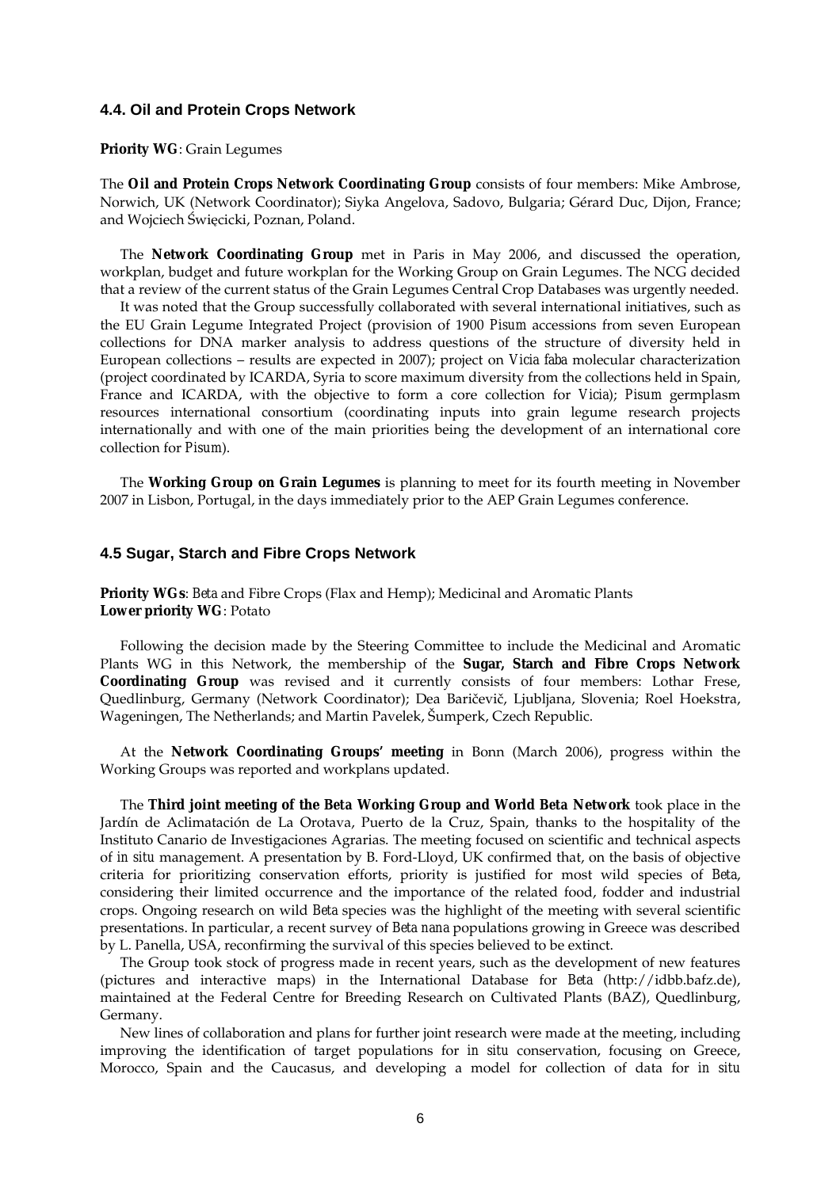### 4.4. Oil and Protein Crops Network

**Priority WG**: Grain Legumes

The **Oil and Protein Crops Network Coordinating Group** consists of four members: Mike Ambrose, Norwich, UK (Network Coordinator); Siyka Angelova, Sadovo, Bulgaria; Gérard Duc, Dijon, France; and Wojciech Święcicki, Poznan, Poland.

The **Network Coordinating Group** met in Paris in May 2006, and discussed the operation, workplan, budget and future workplan for the Working Group on Grain Legumes. The NCG decided that a review of the current status of the Grain Legumes Central Crop Databases was urgently needed.

It was noted that the Group successfully collaborated with several international initiatives, such as the EU Grain Legume Integrated Project (provision of 1900 *Pisum* accessions from seven European collections for DNA marker analysis to address questions of the structure of diversity held in European collections – results are expected in 2007); project on *Vicia faba* molecular characterization (project coordinated by ICARDA, Syria to score maximum diversity from the collections held in Spain, France and ICARDA, with the objective to form a core collection for *Vicia*); *Pisum* germplasm resources international consortium (coordinating inputs into grain legume research projects internationally and with one of the main priorities being the development of an international core collection for *Pisum*).

The **Working Group on Grain Legumes** is planning to meet for its fourth meeting in November 2007 in Lisbon, Portugal, in the days immediately prior to the AEP Grain Legumes conference.

### 4.5 Sugar, Starch and Fibre Crops Network

**Priority WGs**: *Beta* and Fibre Crops (Flax and Hemp); Medicinal and Aromatic Plants
**Lower priority WG**: Potato

Following the decision made by the Steering Committee to include the Medicinal and Aromatic Plants WG in this Network, the membership of the **Sugar, Starch and Fibre Crops Network Coordinating Group** was revised and it currently consists of four members: Lothar Frese, Quedlinburg, Germany (Network Coordinator); Dea Baričevič, Ljubljana, Slovenia; Roel Hoekstra, Wageningen, The Netherlands; and Martin Pavelek, Šumperk, Czech Republic.

At the **Network Coordinating Groups' meeting** in Bonn (March 2006), progress within the Working Groups was reported and workplans updated.

The **Third joint meeting of the Beta Working Group and World Beta Network** took place in the Jardín de Aclimatación de La Orotava, Puerto de la Cruz, Spain, thanks to the hospitality of the Instituto Canario de Investigaciones Agrarias. The meeting focused on scientific and technical aspects of *in situ* management. A presentation by B. Ford-Lloyd, UK confirmed that, on the basis of objective criteria for prioritizing conservation efforts, priority is justified for most wild species of *Beta*, considering their limited occurrence and the importance of the related food, fodder and industrial crops. Ongoing research on wild *Beta* species was the highlight of the meeting with several scientific presentations. In particular, a recent survey of *Beta nana* populations growing in Greece was described by L. Panella, USA, reconfirming the survival of this species believed to be extinct.

The Group took stock of progress made in recent years, such as the development of new features (pictures and interactive maps) in the International Database for *Beta* (http://idbb.bafz.de), maintained at the Federal Centre for Breeding Research on Cultivated Plants (BAZ), Quedlinburg, Germany.

New lines of collaboration and plans for further joint research were made at the meeting, including improving the identification of target populations for *in situ* conservation, focusing on Greece, Morocco, Spain and the Caucasus, and developing a model for collection of data for *in situ*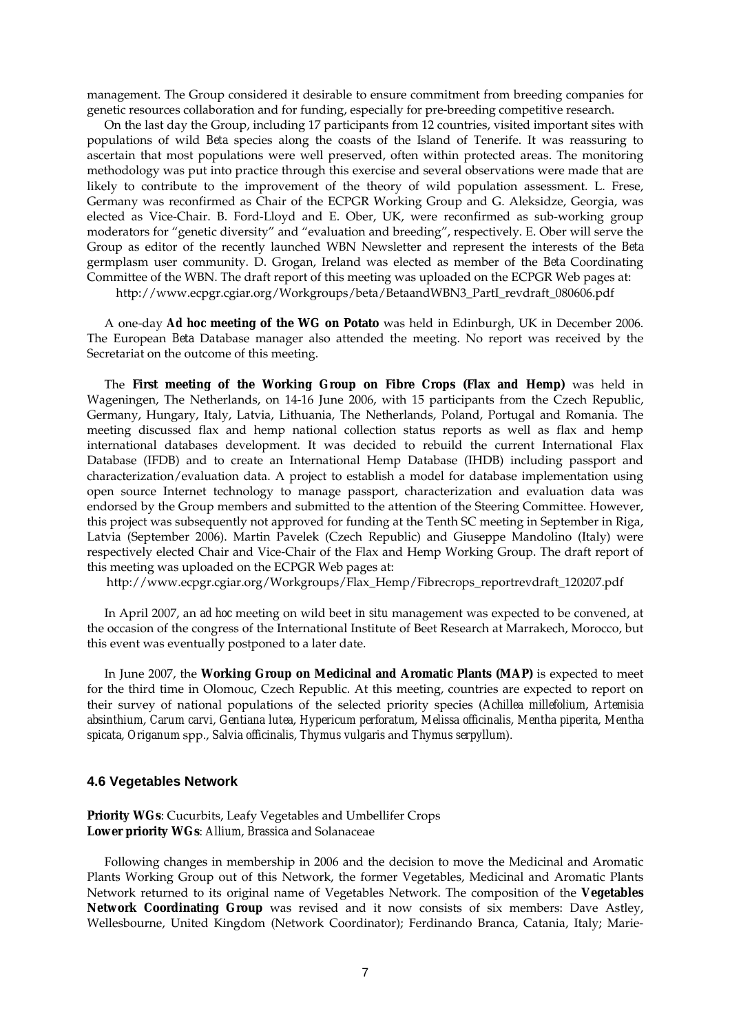management. The Group considered it desirable to ensure commitment from breeding companies for genetic resources collaboration and for funding, especially for pre-breeding competitive research.

On the last day the Group, including 17 participants from 12 countries, visited important sites with populations of wild *Beta* species along the coasts of the Island of Tenerife. It was reassuring to ascertain that most populations were well preserved, often within protected areas. The monitoring methodology was put into practice through this exercise and several observations were made that are likely to contribute to the improvement of the theory of wild population assessment. L. Frese, Germany was reconfirmed as Chair of the ECPGR Working Group and G. Aleksidze, Georgia, was elected as Vice-Chair. B. Ford-Lloyd and E. Ober, UK, were reconfirmed as sub-working group moderators for "genetic diversity" and "evaluation and breeding", respectively. E. Ober will serve the Group as editor of the recently launched WBN Newsletter and represent the interests of the *Beta* germplasm user community. D. Grogan, Ireland was elected as member of the *Beta* Coordinating Committee of the WBN. The draft report of this meeting was uploaded on the ECPGR Web pages at:

http://www.ecpgr.cgiar.org/Workgroups/beta/BetaandWBN3_PartI_revdraft_080606.pdf

A one-day **Ad hoc meeting of the WG on Potato** was held in Edinburgh, UK in December 2006. The European *Beta* Database manager also attended the meeting. No report was received by the Secretariat on the outcome of this meeting.

The **First meeting of the Working Group on Fibre Crops (Flax and Hemp)** was held in Wageningen, The Netherlands, on 14-16 June 2006, with 15 participants from the Czech Republic, Germany, Hungary, Italy, Latvia, Lithuania, The Netherlands, Poland, Portugal and Romania. The meeting discussed flax and hemp national collection status reports as well as flax and hemp international databases development. It was decided to rebuild the current International Flax Database (IFDB) and to create an International Hemp Database (IHDB) including passport and characterization/evaluation data. A project to establish a model for database implementation using open source Internet technology to manage passport, characterization and evaluation data was endorsed by the Group members and submitted to the attention of the Steering Committee. However, this project was subsequently not approved for funding at the Tenth SC meeting in September in Riga, Latvia (September 2006). Martin Pavelek (Czech Republic) and Giuseppe Mandolino (Italy) were respectively elected Chair and Vice-Chair of the Flax and Hemp Working Group. The draft report of this meeting was uploaded on the ECPGR Web pages at:

http://www.ecpgr.cgiar.org/Workgroups/Flax_Hemp/Fibrecrops_reportrevdraft_120207.pdf

In April 2007, an *ad hoc* meeting on wild beet *in situ* management was expected to be convened, at the occasion of the congress of the International Institute of Beet Research at Marrakech, Morocco, but this event was eventually postponed to a later date.

In June 2007, the **Working Group on Medicinal and Aromatic Plants (MAP)** is expected to meet for the third time in Olomouc, Czech Republic. At this meeting, countries are expected to report on their survey of national populations of the selected priority species (*Achillea millefolium*, *Artemisia absinthium*, *Carum carvi*, *Gentiana lutea*, *Hypericum perforatum*, *Melissa officinalis*, *Mentha piperita*, *Mentha spicata*, *Origanum* spp., *Salvia officinalis*, *Thymus vulgaris* and *Thymus serpyllum*).

### 4.6 Vegetables Network

**Priority WGs**: Cucurbits, Leafy Vegetables and Umbellifer Crops
**Lower priority WGs**: *Allium*, *Brassica* and Solanaceae

Following changes in membership in 2006 and the decision to move the Medicinal and Aromatic Plants Working Group out of this Network, the former Vegetables, Medicinal and Aromatic Plants Network returned to its original name of Vegetables Network. The composition of the **Vegetables Network Coordinating Group** was revised and it now consists of six members: Dave Astley, Wellesbourne, United Kingdom (Network Coordinator); Ferdinando Branca, Catania, Italy; Marie-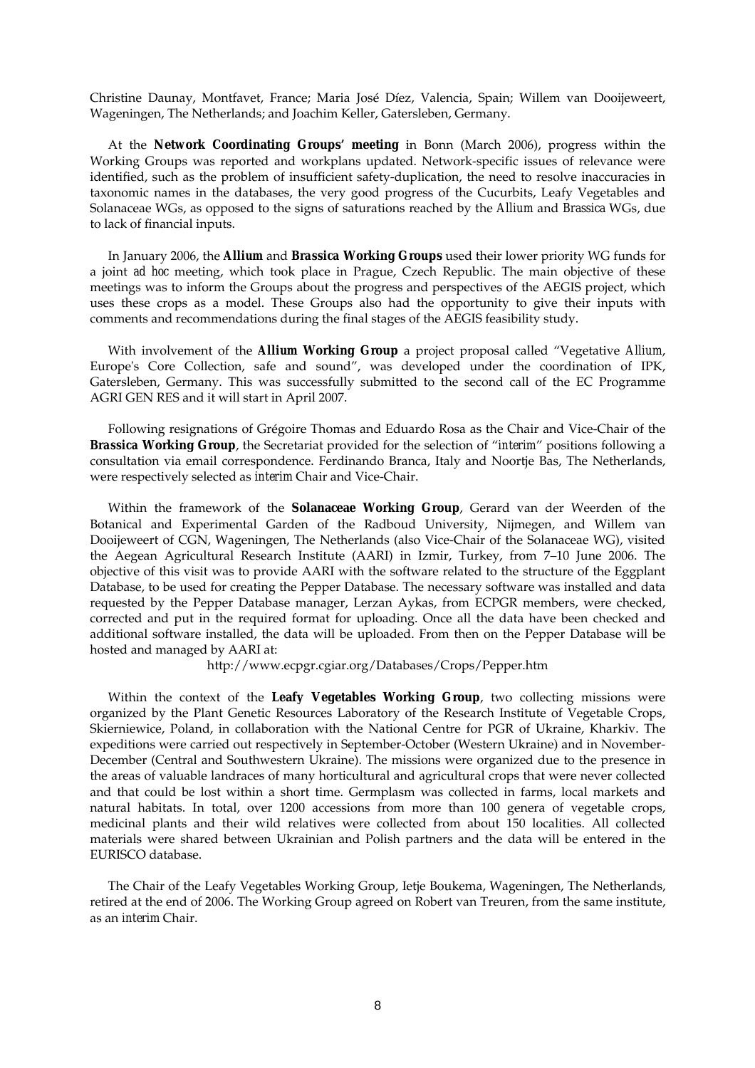Christine Daunay, Montfavet, France; Maria José Díez, Valencia, Spain; Willem van Dooijeweert, Wageningen, The Netherlands; and Joachim Keller, Gatersleben, Germany.

At the **Network Coordinating Groups' meeting** in Bonn (March 2006), progress within the Working Groups was reported and workplans updated. Network-specific issues of relevance were identified, such as the problem of insufficient safety-duplication, the need to resolve inaccuracies in taxonomic names in the databases, the very good progress of the Cucurbits, Leafy Vegetables and Solanaceae WGs, as opposed to the signs of saturations reached by the *Allium* and *Brassica* WGs, due to lack of financial inputs.

In January 2006, the ***Allium*** and ***Brassica* Working Groups** used their lower priority WG funds for a joint *ad hoc* meeting, which took place in Prague, Czech Republic. The main objective of these meetings was to inform the Groups about the progress and perspectives of the AEGIS project, which uses these crops as a model. These Groups also had the opportunity to give their inputs with comments and recommendations during the final stages of the AEGIS feasibility study.

With involvement of the ***Allium* Working Group** a project proposal called "Vegetative *Allium*, Europe's Core Collection, safe and sound", was developed under the coordination of IPK, Gatersleben, Germany. This was successfully submitted to the second call of the EC Programme AGRI GEN RES and it will start in April 2007.

Following resignations of Grégoire Thomas and Eduardo Rosa as the Chair and Vice-Chair of the ***Brassica* Working Group**, the Secretariat provided for the selection of "*interim*" positions following a consultation via email correspondence. Ferdinando Branca, Italy and Noortje Bas, The Netherlands, were respectively selected as *interim* Chair and Vice-Chair.

Within the framework of the **Solanaceae Working Group**, Gerard van der Weerden of the Botanical and Experimental Garden of the Radboud University, Nijmegen, and Willem van Dooijeweert of CGN, Wageningen, The Netherlands (also Vice-Chair of the Solanaceae WG), visited the Aegean Agricultural Research Institute (AARI) in Izmir, Turkey, from 7–10 June 2006. The objective of this visit was to provide AARI with the software related to the structure of the Eggplant Database, to be used for creating the Pepper Database. The necessary software was installed and data requested by the Pepper Database manager, Lerzan Aykas, from ECPGR members, were checked, corrected and put in the required format for uploading. Once all the data have been checked and additional software installed, the data will be uploaded. From then on the Pepper Database will be hosted and managed by AARI at:

http://www.ecpgr.cgiar.org/Databases/Crops/Pepper.htm

Within the context of the **Leafy Vegetables Working Group**, two collecting missions were organized by the Plant Genetic Resources Laboratory of the Research Institute of Vegetable Crops, Skierniewice, Poland, in collaboration with the National Centre for PGR of Ukraine, Kharkiv. The expeditions were carried out respectively in September-October (Western Ukraine) and in November-December (Central and Southwestern Ukraine). The missions were organized due to the presence in the areas of valuable landraces of many horticultural and agricultural crops that were never collected and that could be lost within a short time. Germplasm was collected in farms, local markets and natural habitats. In total, over 1200 accessions from more than 100 genera of vegetable crops, medicinal plants and their wild relatives were collected from about 150 localities. All collected materials were shared between Ukrainian and Polish partners and the data will be entered in the EURISCO database.

The Chair of the Leafy Vegetables Working Group, Ietje Boukema, Wageningen, The Netherlands, retired at the end of 2006. The Working Group agreed on Robert van Treuren, from the same institute, as an *interim* Chair.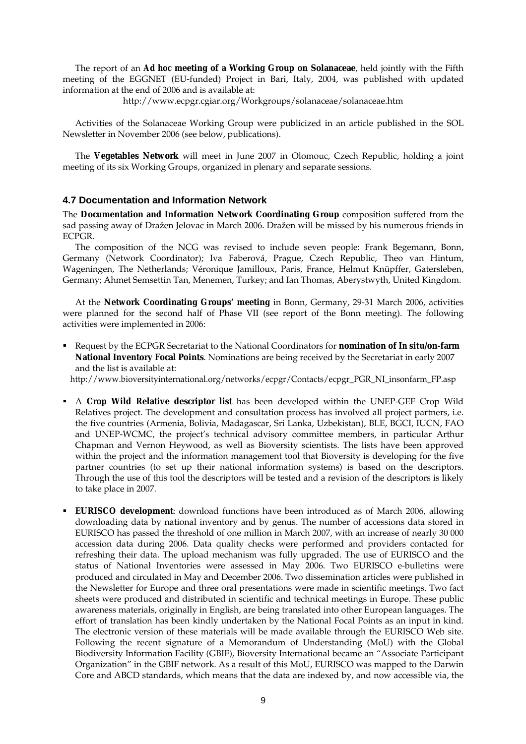The report of an **Ad hoc meeting of a Working Group on Solanaceae**, held jointly with the Fifth meeting of the EGGNET (EU-funded) Project in Bari, Italy, 2004, was published with updated information at the end of 2006 and is available at:

http://www.ecpgr.cgiar.org/Workgroups/solanaceae/solanaceae.htm

Activities of the Solanaceae Working Group were publicized in an article published in the SOL Newsletter in November 2006 (see below, publications).

The **Vegetables Network** will meet in June 2007 in Olomouc, Czech Republic, holding a joint meeting of its six Working Groups, organized in plenary and separate sessions.

## 4.7 Documentation and Information Network

The **Documentation and Information Network Coordinating Group** composition suffered from the sad passing away of Dražen Jelovac in March 2006. Dražen will be missed by his numerous friends in ECPGR.

The composition of the NCG was revised to include seven people: Frank Begemann, Bonn, Germany (Network Coordinator); Iva Faberová, Prague, Czech Republic, Theo van Hintum, Wageningen, The Netherlands; Véronique Jamilloux, Paris, France, Helmut Knüpffer, Gatersleben, Germany; Ahmet Semsettin Tan, Menemen, Turkey; and Ian Thomas, Aberystwyth, United Kingdom.

At the **Network Coordinating Groups' meeting** in Bonn, Germany, 29-31 March 2006, activities were planned for the second half of Phase VII (see report of the Bonn meeting). The following activities were implemented in 2006:

- Request by the ECPGR Secretariat to the National Coordinators for **nomination of *In situ*/on-farm National Inventory Focal Points**. Nominations are being received by the Secretariat in early 2007 and the list is available at:
  http://www.bioversityinternational.org/networks/ecpgr/Contacts/ecpgr_PGR_NI_insonfarm_FP.asp

- A **Crop Wild Relative descriptor list** has been developed within the UNEP-GEF Crop Wild Relatives project. The development and consultation process has involved all project partners, i.e. the five countries (Armenia, Bolivia, Madagascar, Sri Lanka, Uzbekistan), BLE, BGCI, IUCN, FAO and UNEP-WCMC, the project's technical advisory committee members, in particular Arthur Chapman and Vernon Heywood, as well as Bioversity scientists. The lists have been approved within the project and the information management tool that Bioversity is developing for the five partner countries (to set up their national information systems) is based on the descriptors. Through the use of this tool the descriptors will be tested and a revision of the descriptors is likely to take place in 2007.

- **EURISCO development**: download functions have been introduced as of March 2006, allowing downloading data by national inventory and by genus. The number of accessions data stored in EURISCO has passed the threshold of one million in March 2007, with an increase of nearly 30 000 accession data during 2006. Data quality checks were performed and providers contacted for refreshing their data. The upload mechanism was fully upgraded. The use of EURISCO and the status of National Inventories were assessed in May 2006. Two EURISCO e-bulletins were produced and circulated in May and December 2006. Two dissemination articles were published in the Newsletter for Europe and three oral presentations were made in scientific meetings. Two fact sheets were produced and distributed in scientific and technical meetings in Europe. These public awareness materials, originally in English, are being translated into other European languages. The effort of translation has been kindly undertaken by the National Focal Points as an input in kind. The electronic version of these materials will be made available through the EURISCO Web site. Following the recent signature of a Memorandum of Understanding (MoU) with the Global Biodiversity Information Facility (GBIF), Bioversity International became an "Associate Participant Organization" in the GBIF network. As a result of this MoU, EURISCO was mapped to the Darwin Core and ABCD standards, which means that the data are indexed by, and now accessible via, the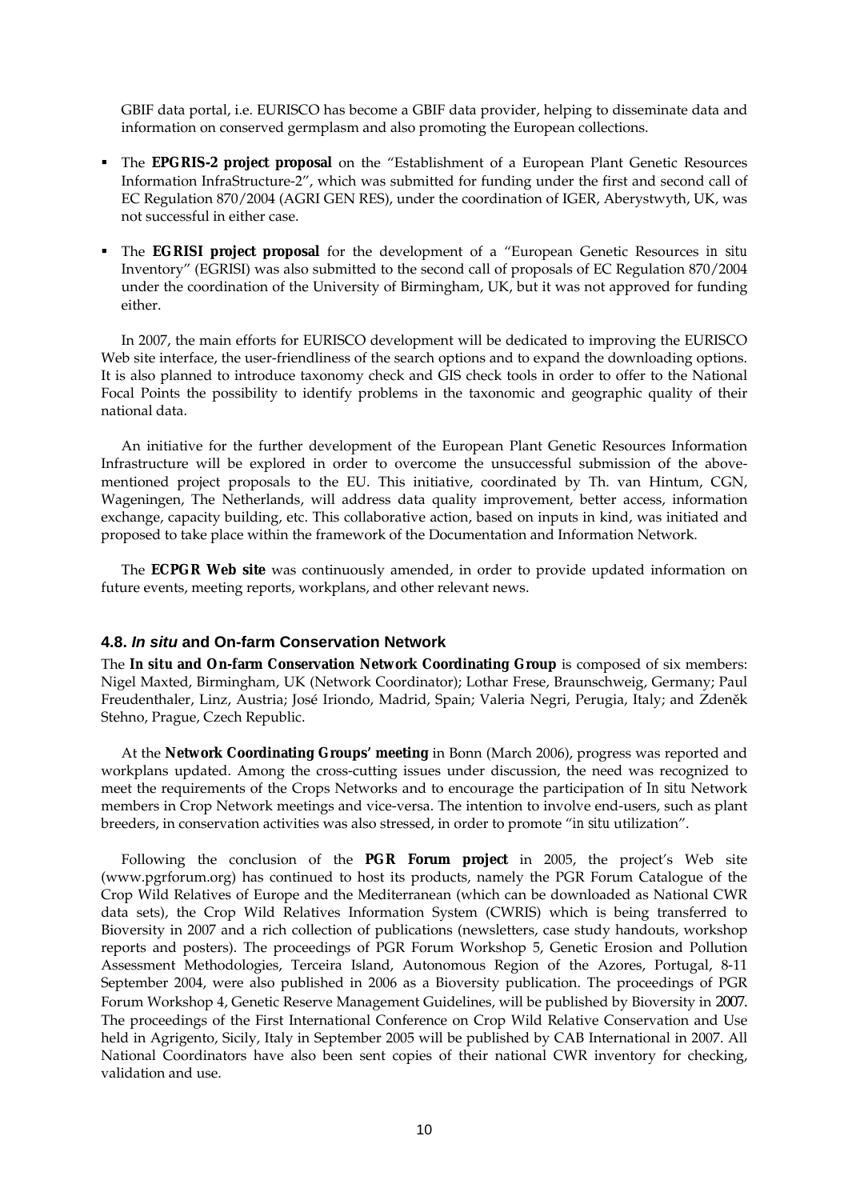GBIF data portal, i.e. EURISCO has become a GBIF data provider, helping to disseminate data and information on conserved germplasm and also promoting the European collections.

- The **EPGRIS-2 project proposal** on the "Establishment of a European Plant Genetic Resources Information InfraStructure-2", which was submitted for funding under the first and second call of EC Regulation 870/2004 (AGRI GEN RES), under the coordination of IGER, Aberystwyth, UK, was not successful in either case.
- The **EGRISI project proposal** for the development of a "European Genetic Resources *in situ* Inventory" (EGRISI) was also submitted to the second call of proposals of EC Regulation 870/2004 under the coordination of the University of Birmingham, UK, but it was not approved for funding either.

In 2007, the main efforts for EURISCO development will be dedicated to improving the EURISCO Web site interface, the user-friendliness of the search options and to expand the downloading options. It is also planned to introduce taxonomy check and GIS check tools in order to offer to the National Focal Points the possibility to identify problems in the taxonomic and geographic quality of their national data.

An initiative for the further development of the European Plant Genetic Resources Information Infrastructure will be explored in order to overcome the unsuccessful submission of the above-mentioned project proposals to the EU. This initiative, coordinated by Th. van Hintum, CGN, Wageningen, The Netherlands, will address data quality improvement, better access, information exchange, capacity building, etc. This collaborative action, based on inputs in kind, was initiated and proposed to take place within the framework of the Documentation and Information Network.

The **ECPGR Web site** was continuously amended, in order to provide updated information on future events, meeting reports, workplans, and other relevant news.

### 4.8. *In situ* and On-farm Conservation Network

The ***In situ* and On-farm Conservation Network Coordinating Group** is composed of six members: Nigel Maxted, Birmingham, UK (Network Coordinator); Lothar Frese, Braunschweig, Germany; Paul Freudenthaler, Linz, Austria; José Iriondo, Madrid, Spain; Valeria Negri, Perugia, Italy; and Zdeněk Stehno, Prague, Czech Republic.

At the **Network Coordinating Groups' meeting** in Bonn (March 2006), progress was reported and workplans updated. Among the cross-cutting issues under discussion, the need was recognized to meet the requirements of the Crops Networks and to encourage the participation of *In situ* Network members in Crop Network meetings and vice-versa. The intention to involve end-users, such as plant breeders, in conservation activities was also stressed, in order to promote "*in situ* utilization".

Following the conclusion of the **PGR Forum project** in 2005, the project's Web site (www.pgrforum.org) has continued to host its products, namely the PGR Forum Catalogue of the Crop Wild Relatives of Europe and the Mediterranean (which can be downloaded as National CWR data sets), the Crop Wild Relatives Information System (CWRIS) which is being transferred to Bioversity in 2007 and a rich collection of publications (newsletters, case study handouts, workshop reports and posters). The proceedings of PGR Forum Workshop 5, Genetic Erosion and Pollution Assessment Methodologies, Terceira Island, Autonomous Region of the Azores, Portugal, 8-11 September 2004, were also published in 2006 as a Bioversity publication. The proceedings of PGR Forum Workshop 4, Genetic Reserve Management Guidelines, will be published by Bioversity in 2007. The proceedings of the First International Conference on Crop Wild Relative Conservation and Use held in Agrigento, Sicily, Italy in September 2005 will be published by CAB International in 2007. All National Coordinators have also been sent copies of their national CWR inventory for checking, validation and use.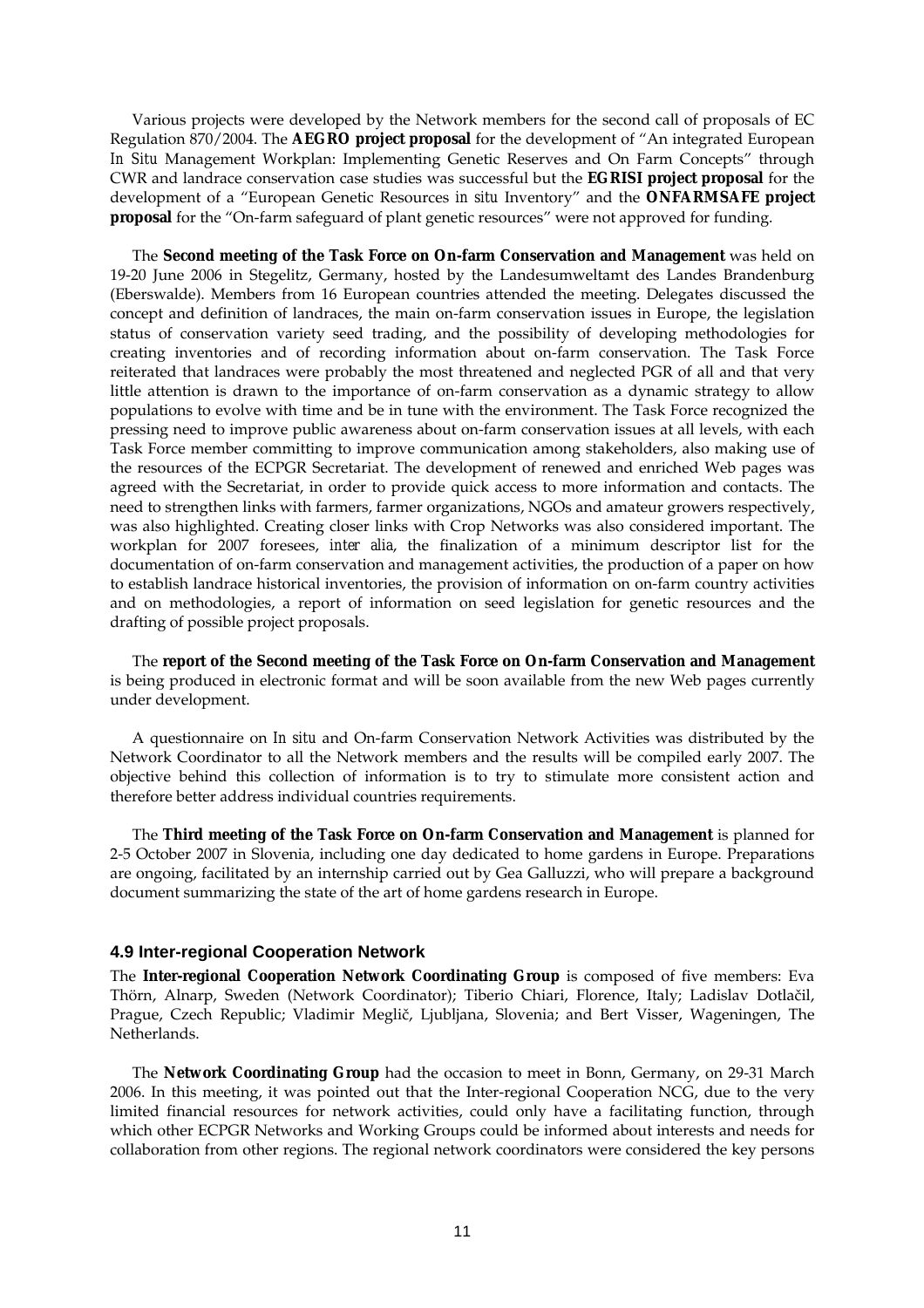Various projects were developed by the Network members for the second call of proposals of EC Regulation 870/2004. The **AEGRO project proposal** for the development of "An integrated European *In Situ* Management Workplan: Implementing Genetic Reserves and On Farm Concepts" through CWR and landrace conservation case studies was successful but the **EGRISI project proposal** for the development of a "European Genetic Resources *in situ* Inventory" and the **ONFARMSAFE project proposal** for the "On-farm safeguard of plant genetic resources" were not approved for funding.

The **Second meeting of the Task Force on On-farm Conservation and Management** was held on 19-20 June 2006 in Stegelitz, Germany, hosted by the Landesumweltamt des Landes Brandenburg (Eberswalde). Members from 16 European countries attended the meeting. Delegates discussed the concept and definition of landraces, the main on-farm conservation issues in Europe, the legislation status of conservation variety seed trading, and the possibility of developing methodologies for creating inventories and of recording information about on-farm conservation. The Task Force reiterated that landraces were probably the most threatened and neglected PGR of all and that very little attention is drawn to the importance of on-farm conservation as a dynamic strategy to allow populations to evolve with time and be in tune with the environment. The Task Force recognized the pressing need to improve public awareness about on-farm conservation issues at all levels, with each Task Force member committing to improve communication among stakeholders, also making use of the resources of the ECPGR Secretariat. The development of renewed and enriched Web pages was agreed with the Secretariat, in order to provide quick access to more information and contacts. The need to strengthen links with farmers, farmer organizations, NGOs and amateur growers respectively, was also highlighted. Creating closer links with Crop Networks was also considered important. The workplan for 2007 foresees, *inter alia*, the finalization of a minimum descriptor list for the documentation of on-farm conservation and management activities, the production of a paper on how to establish landrace historical inventories, the provision of information on on-farm country activities and on methodologies, a report of information on seed legislation for genetic resources and the drafting of possible project proposals.

The **report of the Second meeting of the Task Force on On-farm Conservation and Management** is being produced in electronic format and will be soon available from the new Web pages currently under development.

A questionnaire on *In situ* and On-farm Conservation Network Activities was distributed by the Network Coordinator to all the Network members and the results will be compiled early 2007. The objective behind this collection of information is to try to stimulate more consistent action and therefore better address individual countries requirements.

The **Third meeting of the Task Force on On-farm Conservation and Management** is planned for 2-5 October 2007 in Slovenia, including one day dedicated to home gardens in Europe. Preparations are ongoing, facilitated by an internship carried out by Gea Galluzzi, who will prepare a background document summarizing the state of the art of home gardens research in Europe.

### 4.9 Inter-regional Cooperation Network

The **Inter-regional Cooperation Network Coordinating Group** is composed of five members: Eva Thörn, Alnarp, Sweden (Network Coordinator); Tiberio Chiari, Florence, Italy; Ladislav Dotlačil, Prague, Czech Republic; Vladimir Meglič, Ljubljana, Slovenia; and Bert Visser, Wageningen, The Netherlands.

The **Network Coordinating Group** had the occasion to meet in Bonn, Germany, on 29-31 March 2006. In this meeting, it was pointed out that the Inter-regional Cooperation NCG, due to the very limited financial resources for network activities, could only have a facilitating function, through which other ECPGR Networks and Working Groups could be informed about interests and needs for collaboration from other regions. The regional network coordinators were considered the key persons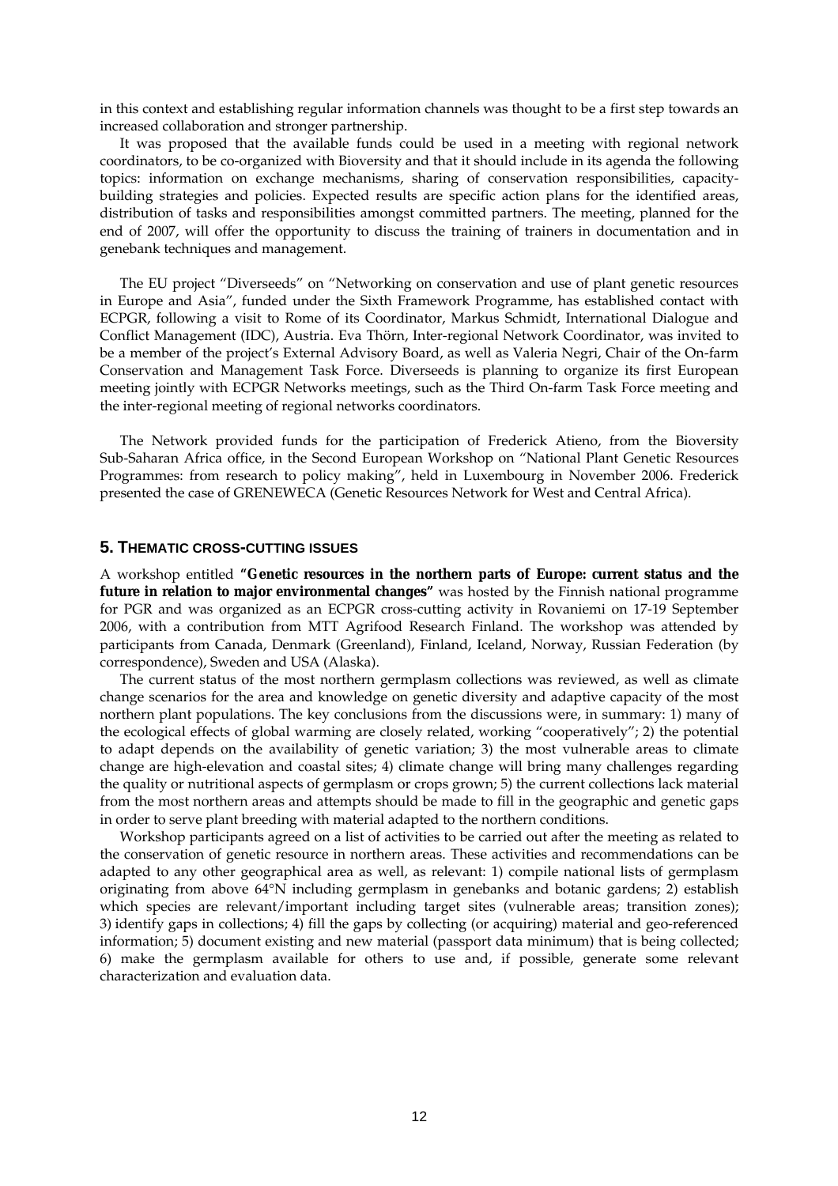in this context and establishing regular information channels was thought to be a first step towards an increased collaboration and stronger partnership.

It was proposed that the available funds could be used in a meeting with regional network coordinators, to be co-organized with Bioversity and that it should include in its agenda the following topics: information on exchange mechanisms, sharing of conservation responsibilities, capacity-building strategies and policies. Expected results are specific action plans for the identified areas, distribution of tasks and responsibilities amongst committed partners. The meeting, planned for the end of 2007, will offer the opportunity to discuss the training of trainers in documentation and in genebank techniques and management.

The EU project "Diverseeds" on "Networking on conservation and use of plant genetic resources in Europe and Asia", funded under the Sixth Framework Programme, has established contact with ECPGR, following a visit to Rome of its Coordinator, Markus Schmidt, International Dialogue and Conflict Management (IDC), Austria. Eva Thörn, Inter-regional Network Coordinator, was invited to be a member of the project's External Advisory Board, as well as Valeria Negri, Chair of the On-farm Conservation and Management Task Force. Diverseeds is planning to organize its first European meeting jointly with ECPGR Networks meetings, such as the Third On-farm Task Force meeting and the inter-regional meeting of regional networks coordinators.

The Network provided funds for the participation of Frederick Atieno, from the Bioversity Sub-Saharan Africa office, in the Second European Workshop on "National Plant Genetic Resources Programmes: from research to policy making", held in Luxembourg in November 2006. Frederick presented the case of GRENEWECA (Genetic Resources Network for West and Central Africa).

## 5. Thematic cross-cutting issues

A workshop entitled **"Genetic resources in the northern parts of Europe: current status and the future in relation to major environmental changes"** was hosted by the Finnish national programme for PGR and was organized as an ECPGR cross-cutting activity in Rovaniemi on 17-19 September 2006, with a contribution from MTT Agrifood Research Finland. The workshop was attended by participants from Canada, Denmark (Greenland), Finland, Iceland, Norway, Russian Federation (by correspondence), Sweden and USA (Alaska).

The current status of the most northern germplasm collections was reviewed, as well as climate change scenarios for the area and knowledge on genetic diversity and adaptive capacity of the most northern plant populations. The key conclusions from the discussions were, in summary: 1) many of the ecological effects of global warming are closely related, working "cooperatively"; 2) the potential to adapt depends on the availability of genetic variation; 3) the most vulnerable areas to climate change are high-elevation and coastal sites; 4) climate change will bring many challenges regarding the quality or nutritional aspects of germplasm or crops grown; 5) the current collections lack material from the most northern areas and attempts should be made to fill in the geographic and genetic gaps in order to serve plant breeding with material adapted to the northern conditions.

Workshop participants agreed on a list of activities to be carried out after the meeting as related to the conservation of genetic resource in northern areas. These activities and recommendations can be adapted to any other geographical area as well, as relevant: 1) compile national lists of germplasm originating from above 64°N including germplasm in genebanks and botanic gardens; 2) establish which species are relevant/important including target sites (vulnerable areas; transition zones); 3) identify gaps in collections; 4) fill the gaps by collecting (or acquiring) material and geo-referenced information; 5) document existing and new material (passport data minimum) that is being collected; 6) make the germplasm available for others to use and, if possible, generate some relevant characterization and evaluation data.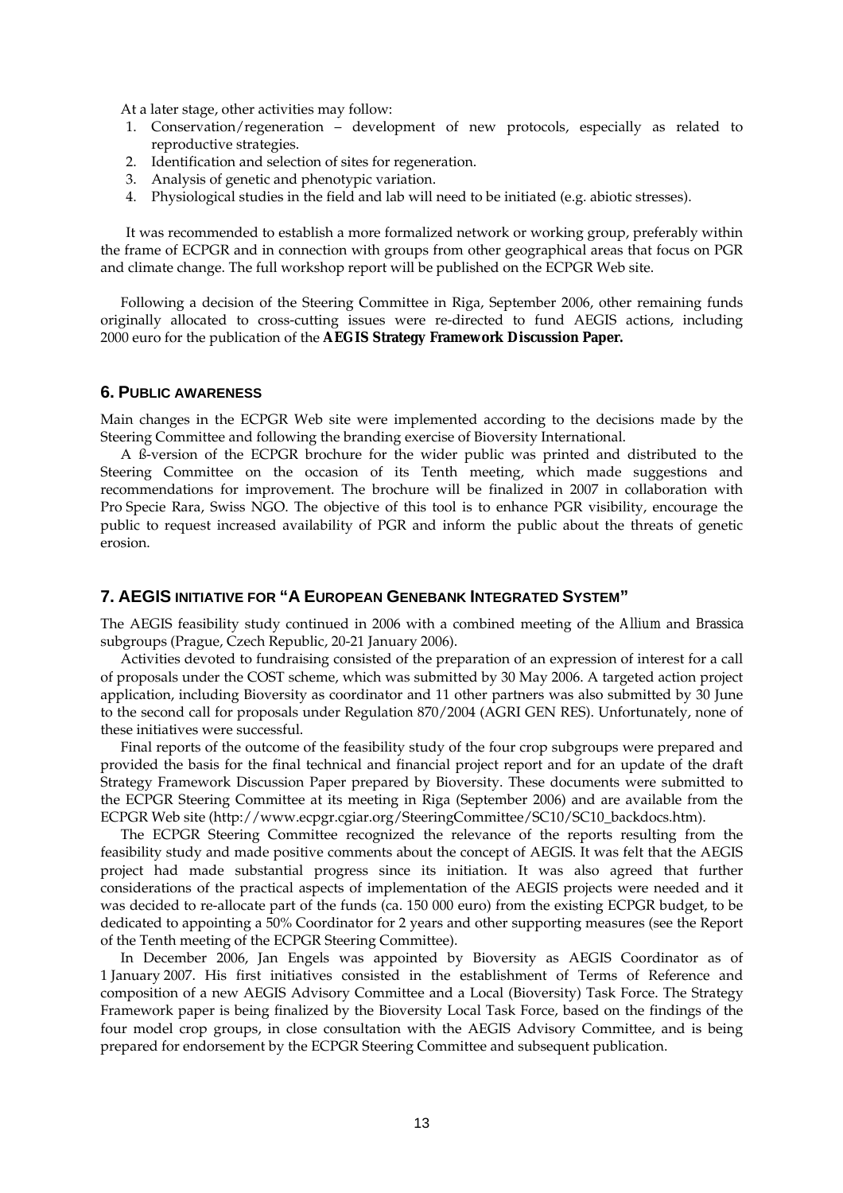At a later stage, other activities may follow:

1. Conservation/regeneration – development of new protocols, especially as related to reproductive strategies.
2. Identification and selection of sites for regeneration.
3. Analysis of genetic and phenotypic variation.
4. Physiological studies in the field and lab will need to be initiated (e.g. abiotic stresses).

It was recommended to establish a more formalized network or working group, preferably within the frame of ECPGR and in connection with groups from other geographical areas that focus on PGR and climate change. The full workshop report will be published on the ECPGR Web site.

Following a decision of the Steering Committee in Riga, September 2006, other remaining funds originally allocated to cross-cutting issues were re-directed to fund AEGIS actions, including 2000 euro for the publication of the **AEGIS Strategy Framework Discussion Paper.**

## 6. PUBLIC AWARENESS

Main changes in the ECPGR Web site were implemented according to the decisions made by the Steering Committee and following the branding exercise of Bioversity International.

A ß-version of the ECPGR brochure for the wider public was printed and distributed to the Steering Committee on the occasion of its Tenth meeting, which made suggestions and recommendations for improvement. The brochure will be finalized in 2007 in collaboration with Pro Specie Rara, Swiss NGO. The objective of this tool is to enhance PGR visibility, encourage the public to request increased availability of PGR and inform the public about the threats of genetic erosion.

## 7. AEGIS INITIATIVE FOR "A EUROPEAN GENEBANK INTEGRATED SYSTEM"

The AEGIS feasibility study continued in 2006 with a combined meeting of the *Allium* and *Brassica* subgroups (Prague, Czech Republic, 20-21 January 2006).

Activities devoted to fundraising consisted of the preparation of an expression of interest for a call of proposals under the COST scheme, which was submitted by 30 May 2006. A targeted action project application, including Bioversity as coordinator and 11 other partners was also submitted by 30 June to the second call for proposals under Regulation 870/2004 (AGRI GEN RES). Unfortunately, none of these initiatives were successful.

Final reports of the outcome of the feasibility study of the four crop subgroups were prepared and provided the basis for the final technical and financial project report and for an update of the draft Strategy Framework Discussion Paper prepared by Bioversity. These documents were submitted to the ECPGR Steering Committee at its meeting in Riga (September 2006) and are available from the ECPGR Web site (http://www.ecpgr.cgiar.org/SteeringCommittee/SC10/SC10_backdocs.htm).

The ECPGR Steering Committee recognized the relevance of the reports resulting from the feasibility study and made positive comments about the concept of AEGIS. It was felt that the AEGIS project had made substantial progress since its initiation. It was also agreed that further considerations of the practical aspects of implementation of the AEGIS projects were needed and it was decided to re-allocate part of the funds (ca. 150 000 euro) from the existing ECPGR budget, to be dedicated to appointing a 50% Coordinator for 2 years and other supporting measures (see the Report of the Tenth meeting of the ECPGR Steering Committee).

In December 2006, Jan Engels was appointed by Bioversity as AEGIS Coordinator as of 1 January 2007. His first initiatives consisted in the establishment of Terms of Reference and composition of a new AEGIS Advisory Committee and a Local (Bioversity) Task Force. The Strategy Framework paper is being finalized by the Bioversity Local Task Force, based on the findings of the four model crop groups, in close consultation with the AEGIS Advisory Committee, and is being prepared for endorsement by the ECPGR Steering Committee and subsequent publication.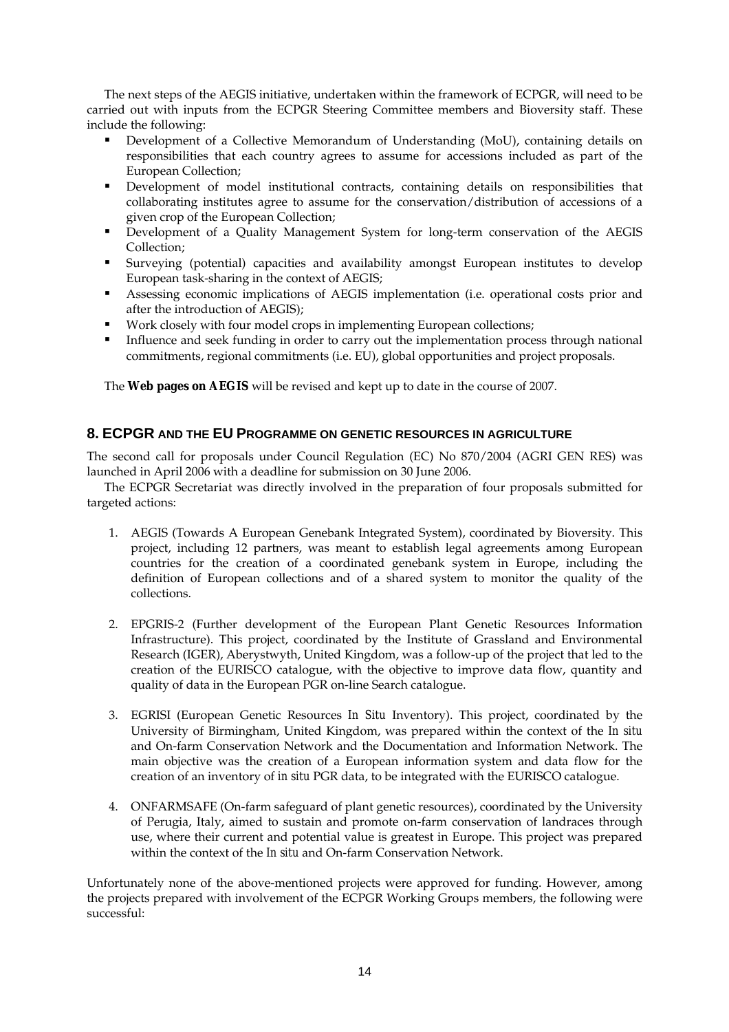The next steps of the AEGIS initiative, undertaken within the framework of ECPGR, will need to be carried out with inputs from the ECPGR Steering Committee members and Bioversity staff. These include the following:

- Development of a Collective Memorandum of Understanding (MoU), containing details on responsibilities that each country agrees to assume for accessions included as part of the European Collection;
- Development of model institutional contracts, containing details on responsibilities that collaborating institutes agree to assume for the conservation/distribution of accessions of a given crop of the European Collection;
- Development of a Quality Management System for long-term conservation of the AEGIS Collection;
- Surveying (potential) capacities and availability amongst European institutes to develop European task-sharing in the context of AEGIS;
- Assessing economic implications of AEGIS implementation (i.e. operational costs prior and after the introduction of AEGIS);
- Work closely with four model crops in implementing European collections;
- Influence and seek funding in order to carry out the implementation process through national commitments, regional commitments (i.e. EU), global opportunities and project proposals.

The **Web pages on AEGIS** will be revised and kept up to date in the course of 2007.

## 8. ECPGR AND THE EU PROGRAMME ON GENETIC RESOURCES IN AGRICULTURE

The second call for proposals under Council Regulation (EC) No 870/2004 (AGRI GEN RES) was launched in April 2006 with a deadline for submission on 30 June 2006.

The ECPGR Secretariat was directly involved in the preparation of four proposals submitted for targeted actions:

1. AEGIS (Towards A European Genebank Integrated System), coordinated by Bioversity. This project, including 12 partners, was meant to establish legal agreements among European countries for the creation of a coordinated genebank system in Europe, including the definition of European collections and of a shared system to monitor the quality of the collections.

2. EPGRIS-2 (Further development of the European Plant Genetic Resources Information Infrastructure). This project, coordinated by the Institute of Grassland and Environmental Research (IGER), Aberystwyth, United Kingdom, was a follow-up of the project that led to the creation of the EURISCO catalogue, with the objective to improve data flow, quantity and quality of data in the European PGR on-line Search catalogue.

3. EGRISI (European Genetic Resources *In Situ* Inventory). This project, coordinated by the University of Birmingham, United Kingdom, was prepared within the context of the *In situ* and On-farm Conservation Network and the Documentation and Information Network. The main objective was the creation of a European information system and data flow for the creation of an inventory of *in situ* PGR data, to be integrated with the EURISCO catalogue.

4. ONFARMSAFE (On-farm safeguard of plant genetic resources), coordinated by the University of Perugia, Italy, aimed to sustain and promote on-farm conservation of landraces through use, where their current and potential value is greatest in Europe. This project was prepared within the context of the *In situ* and On-farm Conservation Network.

Unfortunately none of the above-mentioned projects were approved for funding. However, among the projects prepared with involvement of the ECPGR Working Groups members, the following were successful: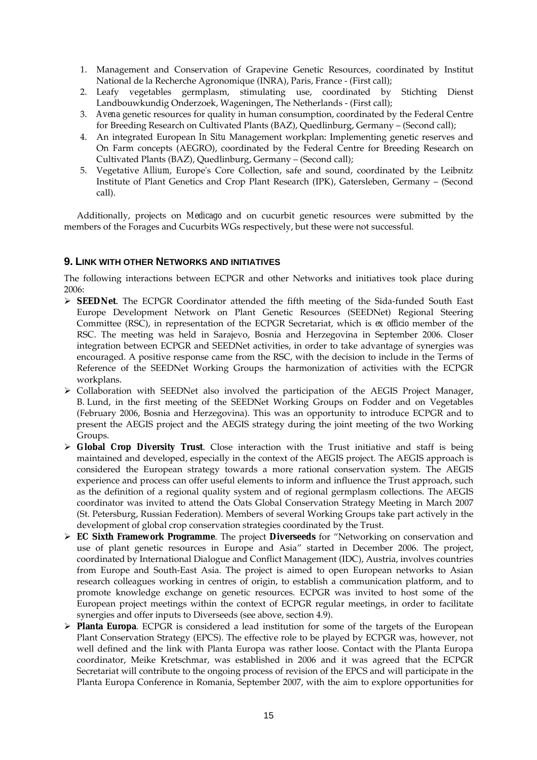1. Management and Conservation of Grapevine Genetic Resources, coordinated by Institut National de la Recherche Agronomique (INRA), Paris, France - (First call);
2. Leafy vegetables germplasm, stimulating use, coordinated by Stichting Dienst Landbouwkundig Onderzoek, Wageningen, The Netherlands - (First call);
3. *Avena* genetic resources for quality in human consumption, coordinated by the Federal Centre for Breeding Research on Cultivated Plants (BAZ), Quedlinburg, Germany – (Second call);
4. An integrated European *In Situ* Management workplan: Implementing genetic reserves and On Farm concepts (AEGRO), coordinated by the Federal Centre for Breeding Research on Cultivated Plants (BAZ), Quedlinburg, Germany – (Second call);
5. Vegetative *Allium*, Europe's Core Collection, safe and sound, coordinated by the Leibnitz Institute of Plant Genetics and Crop Plant Research (IPK), Gatersleben, Germany – (Second call).

Additionally, projects on *Medicago* and on cucurbit genetic resources were submitted by the members of the Forages and Cucurbits WGs respectively, but these were not successful.

## 9. Link with other Networks and initiatives

The following interactions between ECPGR and other Networks and initiatives took place during 2006:

- **SEEDNet**. The ECPGR Coordinator attended the fifth meeting of the Sida-funded South East Europe Development Network on Plant Genetic Resources (SEEDNet) Regional Steering Committee (RSC), in representation of the ECPGR Secretariat, which is *ex officio* member of the RSC. The meeting was held in Sarajevo, Bosnia and Herzegovina in September 2006. Closer integration between ECPGR and SEEDNet activities, in order to take advantage of synergies was encouraged. A positive response came from the RSC, with the decision to include in the Terms of Reference of the SEEDNet Working Groups the harmonization of activities with the ECPGR workplans.
- Collaboration with SEEDNet also involved the participation of the AEGIS Project Manager, B. Lund, in the first meeting of the SEEDNet Working Groups on Fodder and on Vegetables (February 2006, Bosnia and Herzegovina). This was an opportunity to introduce ECPGR and to present the AEGIS project and the AEGIS strategy during the joint meeting of the two Working Groups.
- **Global Crop Diversity Trust**. Close interaction with the Trust initiative and staff is being maintained and developed, especially in the context of the AEGIS project. The AEGIS approach is considered the European strategy towards a more rational conservation system. The AEGIS experience and process can offer useful elements to inform and influence the Trust approach, such as the definition of a regional quality system and of regional germplasm collections. The AEGIS coordinator was invited to attend the Oats Global Conservation Strategy Meeting in March 2007 (St. Petersburg, Russian Federation). Members of several Working Groups take part actively in the development of global crop conservation strategies coordinated by the Trust.
- **EC Sixth Framework Programme**. The project **Diverseeds** for "Networking on conservation and use of plant genetic resources in Europe and Asia" started in December 2006. The project, coordinated by International Dialogue and Conflict Management (IDC), Austria, involves countries from Europe and South-East Asia. The project is aimed to open European networks to Asian research colleagues working in centres of origin, to establish a communication platform, and to promote knowledge exchange on genetic resources. ECPGR was invited to host some of the European project meetings within the context of ECPGR regular meetings, in order to facilitate synergies and offer inputs to Diverseeds (see above, section 4.9).
- **Planta Europa**. ECPGR is considered a lead institution for some of the targets of the European Plant Conservation Strategy (EPCS). The effective role to be played by ECPGR was, however, not well defined and the link with Planta Europa was rather loose. Contact with the Planta Europa coordinator, Meike Kretschmar, was established in 2006 and it was agreed that the ECPGR Secretariat will contribute to the ongoing process of revision of the EPCS and will participate in the Planta Europa Conference in Romania, September 2007, with the aim to explore opportunities for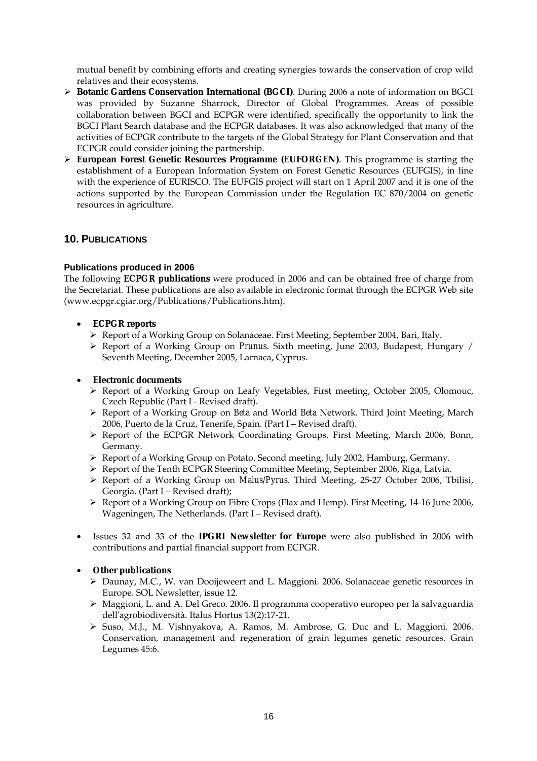mutual benefit by combining efforts and creating synergies towards the conservation of crop wild relatives and their ecosystems.

- **Botanic Gardens Conservation International (BGCI)**. During 2006 a note of information on BGCI was provided by Suzanne Sharrock, Director of Global Programmes. Areas of possible collaboration between BGCI and ECPGR were identified, specifically the opportunity to link the BGCI Plant Search database and the ECPGR databases. It was also acknowledged that many of the activities of ECPGR contribute to the targets of the Global Strategy for Plant Conservation and that ECPGR could consider joining the partnership.
- **European Forest Genetic Resources Programme (EUFORGEN)**. This programme is starting the establishment of a European Information System on Forest Genetic Resources (EUFGIS), in line with the experience of EURISCO. The EUFGIS project will start on 1 April 2007 and it is one of the actions supported by the European Commission under the Regulation EC 870/2004 on genetic resources in agriculture.

## 10. PUBLICATIONS

### Publications produced in 2006

The following **ECPGR publications** were produced in 2006 and can be obtained free of charge from the Secretariat. These publications are also available in electronic format through the ECPGR Web site (www.ecpgr.cgiar.org/Publications/Publications.htm).

- **ECPGR reports**
  - Report of a Working Group on Solanaceae. First Meeting, September 2004, Bari, Italy.
  - Report of a Working Group on *Prunus*. Sixth meeting, June 2003, Budapest, Hungary / Seventh Meeting, December 2005, Larnaca, Cyprus.

- **Electronic documents**
  - Report of a Working Group on Leafy Vegetables, First meeting, October 2005, Olomouc, Czech Republic (Part I - Revised draft).
  - Report of a Working Group on *Beta* and World *Beta* Network. Third Joint Meeting, March 2006, Puerto de la Cruz, Tenerife, Spain. (Part I – Revised draft).
  - Report of the ECPGR Network Coordinating Groups. First Meeting, March 2006, Bonn, Germany.
  - Report of a Working Group on Potato. Second meeting, July 2002, Hamburg, Germany.
  - Report of the Tenth ECPGR Steering Committee Meeting, September 2006, Riga, Latvia.
  - Report of a Working Group on *Malus/Pyrus*. Third Meeting, 25-27 October 2006, Tbilisi, Georgia. (Part I – Revised draft);
  - Report of a Working Group on Fibre Crops (Flax and Hemp). First Meeting, 14-16 June 2006, Wageningen, The Netherlands. (Part I – Revised draft).

- Issues 32 and 33 of the **IPGRI Newsletter for Europe** were also published in 2006 with contributions and partial financial support from ECPGR.

- **Other publications**
  - Daunay, M.C., W. van Dooijeweert and L. Maggioni. 2006. Solanaceae genetic resources in Europe. SOL Newsletter, issue 12.
  - Maggioni, L. and A. Del Greco. 2006. Il programma cooperativo europeo per la salvaguardia dell'agrobiodiversità. Italus Hortus 13(2):17-21.
  - Suso, M.J., M. Vishnyakova, A. Ramos, M. Ambrose, G. Duc and L. Maggioni. 2006. Conservation, management and regeneration of grain legumes genetic resources. Grain Legumes 45:6.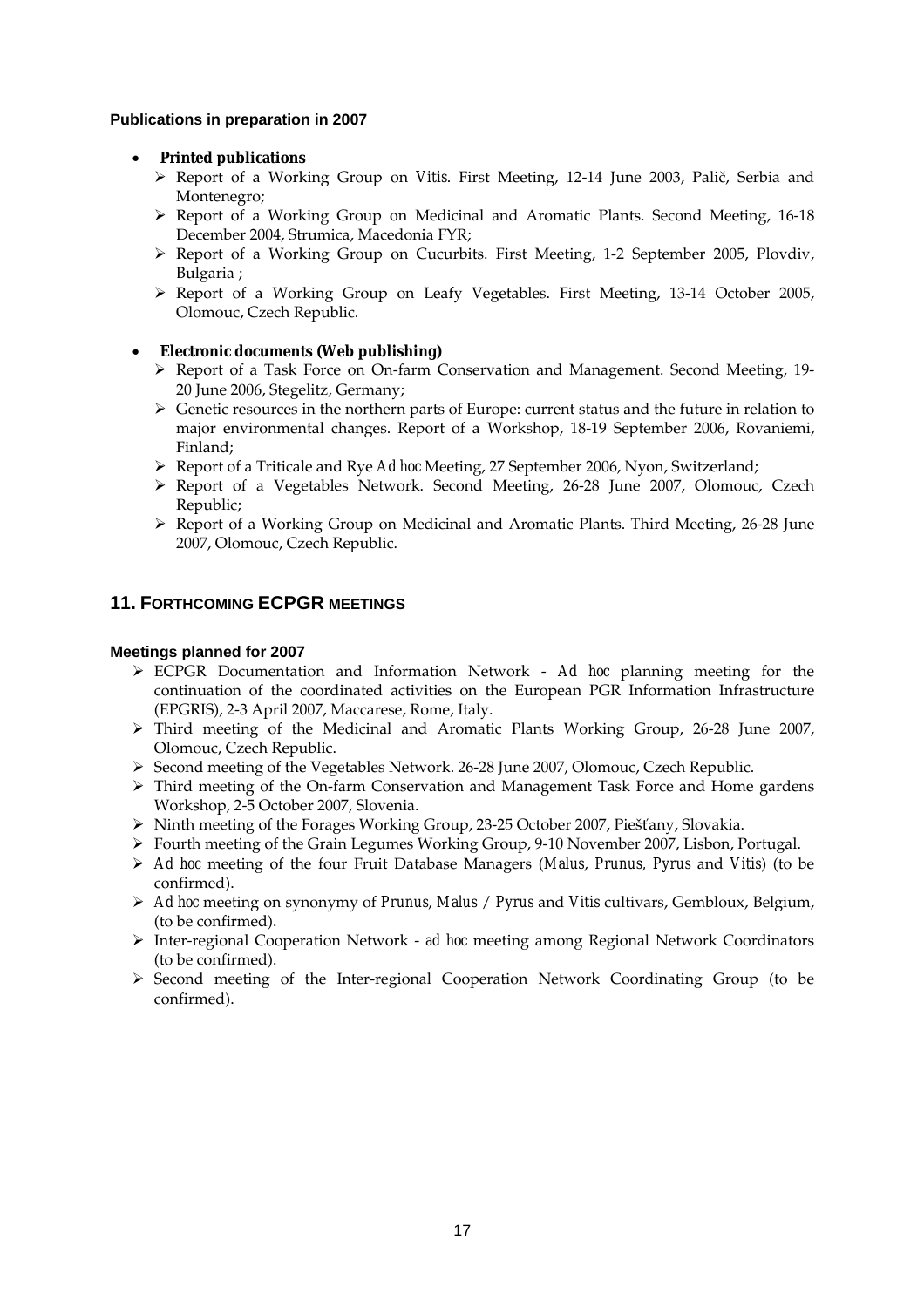#### Publications in preparation in 2007

- **Printed publications**
  - Report of a Working Group on *Vitis*. First Meeting, 12-14 June 2003, Palič, Serbia and Montenegro;
  - Report of a Working Group on Medicinal and Aromatic Plants. Second Meeting, 16-18 December 2004, Strumica, Macedonia FYR;
  - Report of a Working Group on Cucurbits. First Meeting, 1-2 September 2005, Plovdiv, Bulgaria ;
  - Report of a Working Group on Leafy Vegetables. First Meeting, 13-14 October 2005, Olomouc, Czech Republic.

- **Electronic documents (Web publishing)**
  - Report of a Task Force on On-farm Conservation and Management. Second Meeting, 19-20 June 2006, Stegelitz, Germany;
  - Genetic resources in the northern parts of Europe: current status and the future in relation to major environmental changes. Report of a Workshop, 18-19 September 2006, Rovaniemi, Finland;
  - Report of a Triticale and Rye *Ad hoc* Meeting, 27 September 2006, Nyon, Switzerland;
  - Report of a Vegetables Network. Second Meeting, 26-28 June 2007, Olomouc, Czech Republic;
  - Report of a Working Group on Medicinal and Aromatic Plants. Third Meeting, 26-28 June 2007, Olomouc, Czech Republic.

## 11. Forthcoming ECPGR meetings

#### Meetings planned for 2007

- ECPGR Documentation and Information Network - *Ad hoc* planning meeting for the continuation of the coordinated activities on the European PGR Information Infrastructure (EPGRIS), 2-3 April 2007, Maccarese, Rome, Italy.
- Third meeting of the Medicinal and Aromatic Plants Working Group, 26-28 June 2007, Olomouc, Czech Republic.
- Second meeting of the Vegetables Network. 26-28 June 2007, Olomouc, Czech Republic.
- Third meeting of the On-farm Conservation and Management Task Force and Home gardens Workshop, 2-5 October 2007, Slovenia.
- Ninth meeting of the Forages Working Group, 23-25 October 2007, Piešťany, Slovakia.
- Fourth meeting of the Grain Legumes Working Group, 9-10 November 2007, Lisbon, Portugal.
- *Ad hoc* meeting of the four Fruit Database Managers (*Malus*, *Prunus*, *Pyrus* and *Vitis*) (to be confirmed).
- *Ad hoc* meeting on synonymy of *Prunus*, *Malus* / *Pyrus* and *Vitis* cultivars, Gembloux, Belgium, (to be confirmed).
- Inter-regional Cooperation Network - *ad hoc* meeting among Regional Network Coordinators (to be confirmed).
- Second meeting of the Inter-regional Cooperation Network Coordinating Group (to be confirmed).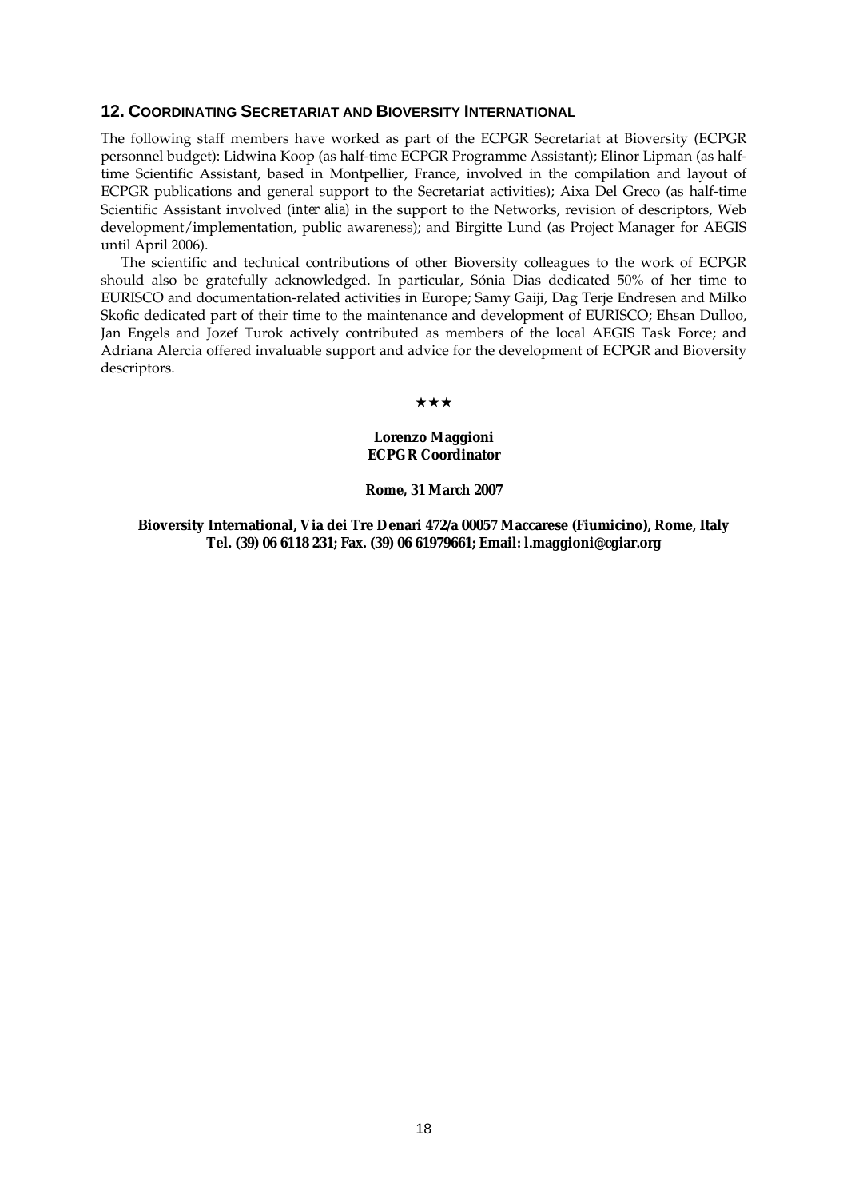## 12. COORDINATING SECRETARIAT AND BIOVERSITY INTERNATIONAL

The following staff members have worked as part of the ECPGR Secretariat at Bioversity (ECPGR personnel budget): Lidwina Koop (as half-time ECPGR Programme Assistant); Elinor Lipman (as half-time Scientific Assistant, based in Montpellier, France, involved in the compilation and layout of ECPGR publications and general support to the Secretariat activities); Aixa Del Greco (as half-time Scientific Assistant involved (*inter alia*) in the support to the Networks, revision of descriptors, Web development/implementation, public awareness); and Birgitte Lund (as Project Manager for AEGIS until April 2006).

The scientific and technical contributions of other Bioversity colleagues to the work of ECPGR should also be gratefully acknowledged. In particular, Sónia Dias dedicated 50% of her time to EURISCO and documentation-related activities in Europe; Samy Gaiji, Dag Terje Endresen and Milko Skofic dedicated part of their time to the maintenance and development of EURISCO; Ehsan Dulloo, Jan Engels and Jozef Turok actively contributed as members of the local AEGIS Task Force; and Adriana Alercia offered invaluable support and advice for the development of ECPGR and Bioversity descriptors.

★★★

**Lorenzo Maggioni**
**ECPGR Coordinator**

**Rome, 31 March 2007**

**Bioversity International, Via dei Tre Denari 472/a 00057 Maccarese (Fiumicino), Rome, Italy**
**Tel. (39) 06 6118 231; Fax. (39) 06 61979661; Email: l.maggioni@cgiar.org**